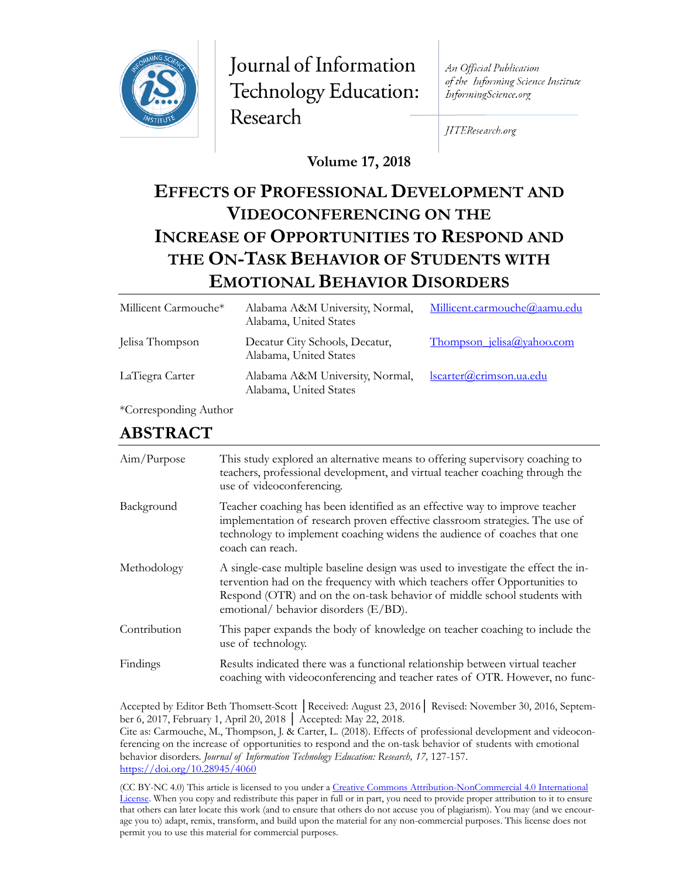Journal of Information Technology Education: Research

An Official Publication of the Informing Science Institute InformingScience.org

JITEResearch.org

**Volume 17, 2018**

# EFFECTS OF PROFESSIONAL DEVELOPMENT AND VIDEOCONFERENCING ON THE INCREASE OF OPPORTUNITIES TO RESPOND AND THE ON-TASK BEHAVIOR OF STUDENTS WITH EMOTIONAL BEHAVIOR DISORDERS

| | | |
|---|---|---|
| Millicent Carmouche* | Alabama A&M University, Normal, Alabama, United States | Millicent.carmouche@aamu.edu |
| Jelisa Thompson | Decatur City Schools, Decatur, Alabama, United States | Thompson_jelisa@yahoo.com |
| LaTiegra Carter | Alabama A&M University, Normal, Alabama, United States | lscarter@crimson.ua.edu |

*Corresponding Author

## ABSTRACT

| | |
|---|---|
| Aim/Purpose | This study explored an alternative means to offering supervisory coaching to teachers, professional development, and virtual teacher coaching through the use of videoconferencing. |
| Background | Teacher coaching has been identified as an effective way to improve teacher implementation of research proven effective classroom strategies. The use of technology to implement coaching widens the audience of coaches that one coach can reach. |
| Methodology | A single-case multiple baseline design was used to investigate the effect the intervention had on the frequency with which teachers offer Opportunities to Respond (OTR) and on the on-task behavior of middle school students with emotional/ behavior disorders (E/BD). |
| Contribution | This paper expands the body of knowledge on teacher coaching to include the use of technology. |
| Findings | Results indicated there was a functional relationship between virtual teacher coaching with videoconferencing and teacher rates of OTR. However, no func- |

Accepted by Editor Beth Thomsett-Scott │Received: August 23, 2016│ Revised: November 30, 2016, September 6, 2017, February 1, April 20, 2018 │ Accepted: May 22, 2018.

Cite as: Carmouche, M., Thompson, J. & Carter, L. (2018). Effects of professional development and videoconferencing on the increase of opportunities to respond and the on-task behavior of students with emotional behavior disorders. *Journal of Information Technology Education: Research, 17,* 127-157. https://doi.org/10.28945/4060

(CC BY-NC 4.0) This article is licensed to you under a Creative Commons Attribution-NonCommercial 4.0 International License. When you copy and redistribute this paper in full or in part, you need to provide proper attribution to it to ensure that others can later locate this work (and to ensure that others do not accuse you of plagiarism). You may (and we encourage you to) adapt, remix, transform, and build upon the material for any non-commercial purposes. This license does not permit you to use this material for commercial purposes.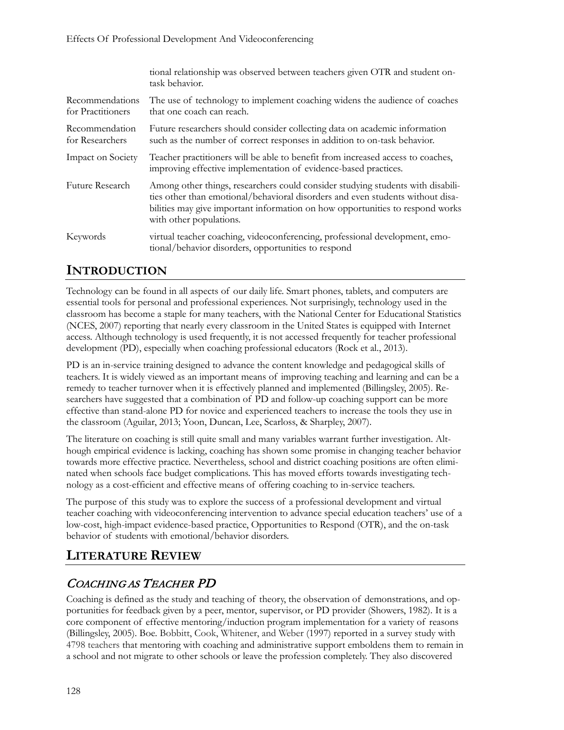| | |
|---|---|
| | tional relationship was observed between teachers given OTR and student on-task behavior. |
| Recommendations for Practitioners | The use of technology to implement coaching widens the audience of coaches that one coach can reach. |
| Recommendation for Researchers | Future researchers should consider collecting data on academic information such as the number of correct responses in addition to on-task behavior. |
| Impact on Society | Teacher practitioners will be able to benefit from increased access to coaches, improving effective implementation of evidence-based practices. |
| Future Research | Among other things, researchers could consider studying students with disabilities other than emotional/behavioral disorders and even students without disabilities may give important information on how opportunities to respond works with other populations. |
| Keywords | virtual teacher coaching, videoconferencing, professional development, emotional/behavior disorders, opportunities to respond |

## INTRODUCTION

Technology can be found in all aspects of our daily life. Smart phones, tablets, and computers are essential tools for personal and professional experiences. Not surprisingly, technology used in the classroom has become a staple for many teachers, with the National Center for Educational Statistics (NCES, 2007) reporting that nearly every classroom in the United States is equipped with Internet access. Although technology is used frequently, it is not accessed frequently for teacher professional development (PD), especially when coaching professional educators (Rock et al., 2013).

PD is an in-service training designed to advance the content knowledge and pedagogical skills of teachers. It is widely viewed as an important means of improving teaching and learning and can be a remedy to teacher turnover when it is effectively planned and implemented (Billingsley, 2005). Researchers have suggested that a combination of PD and follow-up coaching support can be more effective than stand-alone PD for novice and experienced teachers to increase the tools they use in the classroom (Aguilar, 2013; Yoon, Duncan, Lee, Scarloss, & Sharpley, 2007).

The literature on coaching is still quite small and many variables warrant further investigation. Although empirical evidence is lacking, coaching has shown some promise in changing teacher behavior towards more effective practice. Nevertheless, school and district coaching positions are often eliminated when schools face budget complications. This has moved efforts towards investigating technology as a cost-efficient and effective means of offering coaching to in-service teachers.

The purpose of this study was to explore the success of a professional development and virtual teacher coaching with videoconferencing intervention to advance special education teachers' use of a low-cost, high-impact evidence-based practice, Opportunities to Respond (OTR), and the on-task behavior of students with emotional/behavior disorders.

## LITERATURE REVIEW

### *COACHING AS TEACHER PD*

Coaching is defined as the study and teaching of theory, the observation of demonstrations, and opportunities for feedback given by a peer, mentor, supervisor, or PD provider (Showers, 1982). It is a core component of effective mentoring/induction program implementation for a variety of reasons (Billingsley, 2005). Boe. Bobbitt, Cook, Whitener, and Weber (1997) reported in a survey study with 4798 teachers that mentoring with coaching and administrative support emboldens them to remain in a school and not migrate to other schools or leave the profession completely. They also discovered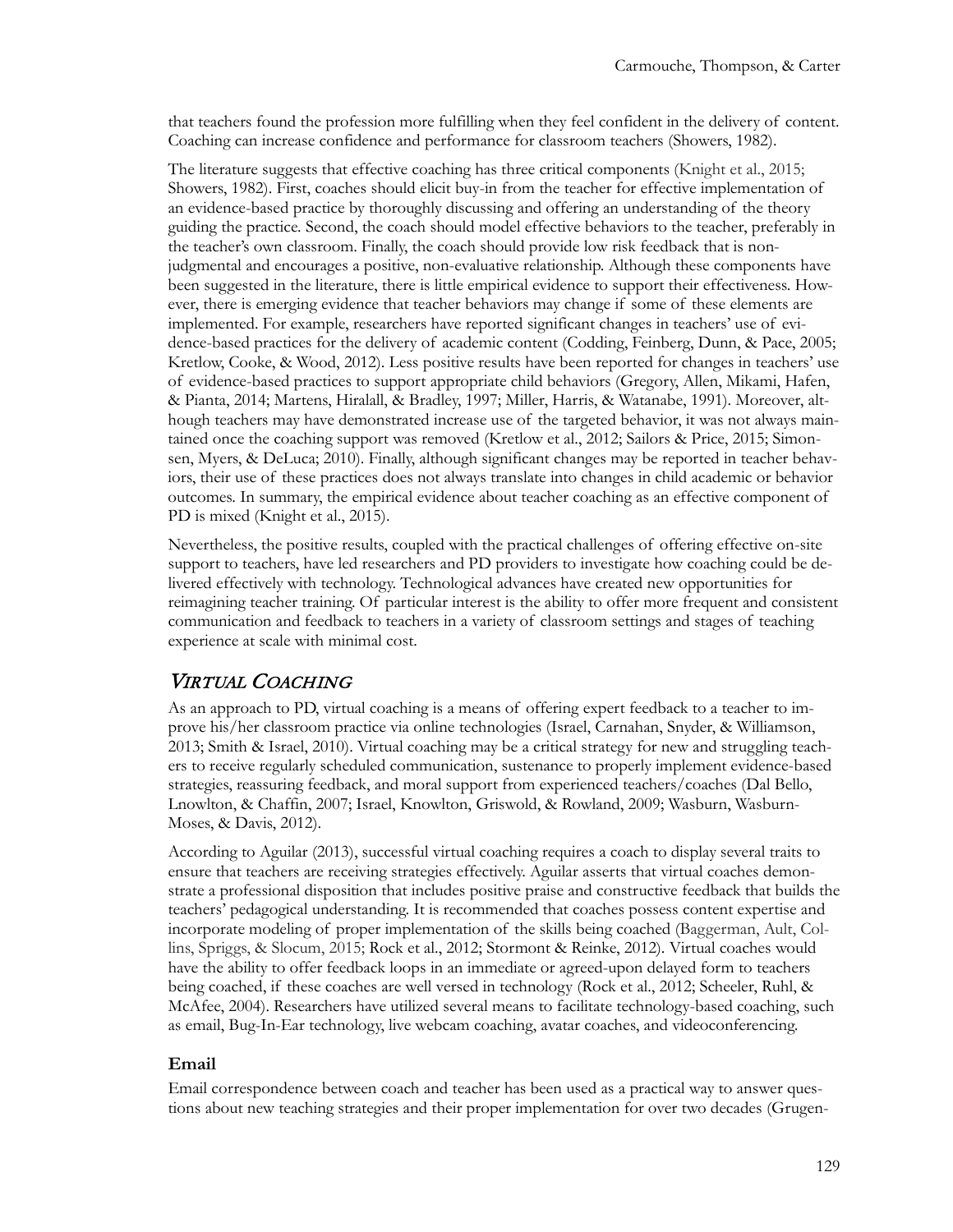that teachers found the profession more fulfilling when they feel confident in the delivery of content. Coaching can increase confidence and performance for classroom teachers (Showers, 1982).

The literature suggests that effective coaching has three critical components (Knight et al., 2015; Showers, 1982). First, coaches should elicit buy-in from the teacher for effective implementation of an evidence-based practice by thoroughly discussing and offering an understanding of the theory guiding the practice. Second, the coach should model effective behaviors to the teacher, preferably in the teacher's own classroom. Finally, the coach should provide low risk feedback that is non-judgmental and encourages a positive, non-evaluative relationship. Although these components have been suggested in the literature, there is little empirical evidence to support their effectiveness. However, there is emerging evidence that teacher behaviors may change if some of these elements are implemented. For example, researchers have reported significant changes in teachers' use of evidence-based practices for the delivery of academic content (Codding, Feinberg, Dunn, & Pace, 2005; Kretlow, Cooke, & Wood, 2012). Less positive results have been reported for changes in teachers' use of evidence-based practices to support appropriate child behaviors (Gregory, Allen, Mikami, Hafen, & Pianta, 2014; Martens, Hiralall, & Bradley, 1997; Miller, Harris, & Watanabe, 1991). Moreover, although teachers may have demonstrated increase use of the targeted behavior, it was not always maintained once the coaching support was removed (Kretlow et al., 2012; Sailors & Price, 2015; Simonsen, Myers, & DeLuca; 2010). Finally, although significant changes may be reported in teacher behaviors, their use of these practices does not always translate into changes in child academic or behavior outcomes. In summary, the empirical evidence about teacher coaching as an effective component of PD is mixed (Knight et al., 2015).

Nevertheless, the positive results, coupled with the practical challenges of offering effective on-site support to teachers, have led researchers and PD providers to investigate how coaching could be delivered effectively with technology. Technological advances have created new opportunities for reimagining teacher training. Of particular interest is the ability to offer more frequent and consistent communication and feedback to teachers in a variety of classroom settings and stages of teaching experience at scale with minimal cost.

## *Virtual Coaching*

As an approach to PD, virtual coaching is a means of offering expert feedback to a teacher to improve his/her classroom practice via online technologies (Israel, Carnahan, Snyder, & Williamson, 2013; Smith & Israel, 2010). Virtual coaching may be a critical strategy for new and struggling teachers to receive regularly scheduled communication, sustenance to properly implement evidence-based strategies, reassuring feedback, and moral support from experienced teachers/coaches (Dal Bello, Lnowlton, & Chaffin, 2007; Israel, Knowlton, Griswold, & Rowland, 2009; Wasburn, Wasburn-Moses, & Davis, 2012).

According to Aguilar (2013), successful virtual coaching requires a coach to display several traits to ensure that teachers are receiving strategies effectively. Aguilar asserts that virtual coaches demonstrate a professional disposition that includes positive praise and constructive feedback that builds the teachers' pedagogical understanding. It is recommended that coaches possess content expertise and incorporate modeling of proper implementation of the skills being coached (Baggerman, Ault, Collins, Spriggs, & Slocum, 2015; Rock et al., 2012; Stormont & Reinke, 2012). Virtual coaches would have the ability to offer feedback loops in an immediate or agreed-upon delayed form to teachers being coached, if these coaches are well versed in technology (Rock et al., 2012; Scheeler, Ruhl, & McAfee, 2004). Researchers have utilized several means to facilitate technology-based coaching, such as email, Bug-In-Ear technology, live webcam coaching, avatar coaches, and videoconferencing.

### Email

Email correspondence between coach and teacher has been used as a practical way to answer questions about new teaching strategies and their proper implementation for over two decades (Grugen-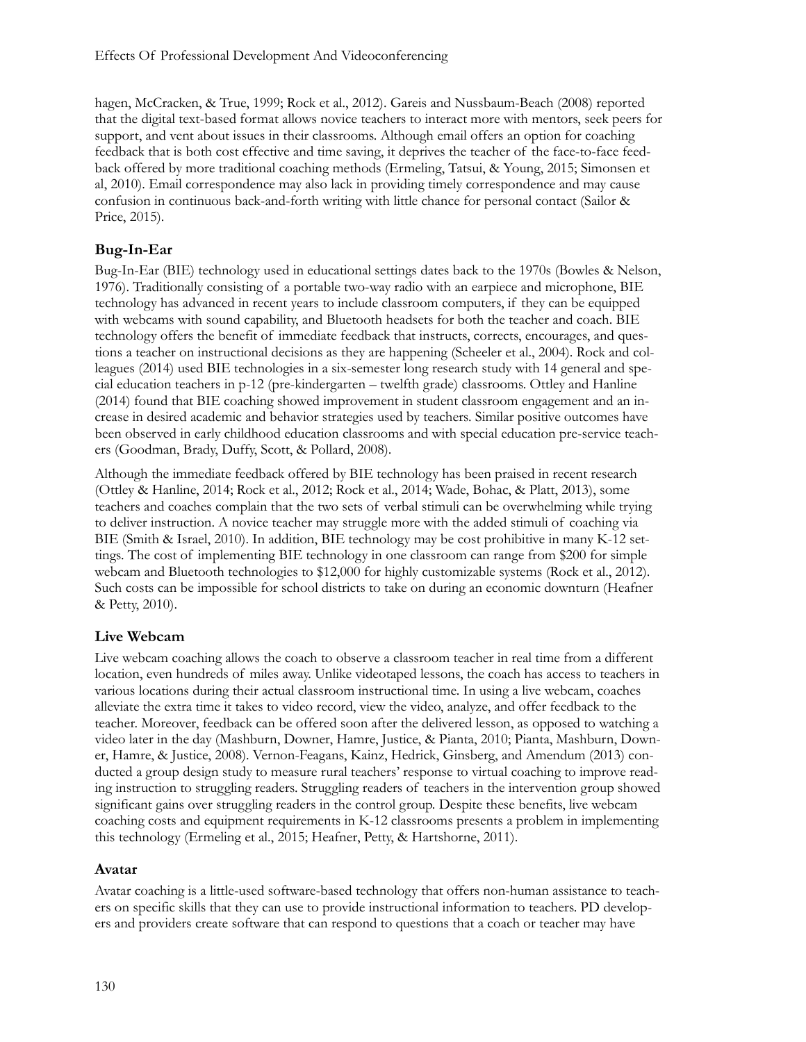hagen, McCracken, & True, 1999; Rock et al., 2012). Gareis and Nussbaum-Beach (2008) reported that the digital text-based format allows novice teachers to interact more with mentors, seek peers for support, and vent about issues in their classrooms. Although email offers an option for coaching feedback that is both cost effective and time saving, it deprives the teacher of the face-to-face feedback offered by more traditional coaching methods (Ermeling, Tatsui, & Young, 2015; Simonsen et al, 2010). Email correspondence may also lack in providing timely correspondence and may cause confusion in continuous back-and-forth writing with little chance for personal contact (Sailor & Price, 2015).

## Bug-In-Ear

Bug-In-Ear (BIE) technology used in educational settings dates back to the 1970s (Bowles & Nelson, 1976). Traditionally consisting of a portable two-way radio with an earpiece and microphone, BIE technology has advanced in recent years to include classroom computers, if they can be equipped with webcams with sound capability, and Bluetooth headsets for both the teacher and coach. BIE technology offers the benefit of immediate feedback that instructs, corrects, encourages, and questions a teacher on instructional decisions as they are happening (Scheeler et al., 2004). Rock and colleagues (2014) used BIE technologies in a six-semester long research study with 14 general and special education teachers in p-12 (pre-kindergarten – twelfth grade) classrooms. Ottley and Hanline (2014) found that BIE coaching showed improvement in student classroom engagement and an increase in desired academic and behavior strategies used by teachers. Similar positive outcomes have been observed in early childhood education classrooms and with special education pre-service teachers (Goodman, Brady, Duffy, Scott, & Pollard, 2008).

Although the immediate feedback offered by BIE technology has been praised in recent research (Ottley & Hanline, 2014; Rock et al., 2012; Rock et al., 2014; Wade, Bohac, & Platt, 2013), some teachers and coaches complain that the two sets of verbal stimuli can be overwhelming while trying to deliver instruction. A novice teacher may struggle more with the added stimuli of coaching via BIE (Smith & Israel, 2010). In addition, BIE technology may be cost prohibitive in many K-12 settings. The cost of implementing BIE technology in one classroom can range from $200 for simple webcam and Bluetooth technologies to $12,000 for highly customizable systems (Rock et al., 2012). Such costs can be impossible for school districts to take on during an economic downturn (Heafner & Petty, 2010).

## Live Webcam

Live webcam coaching allows the coach to observe a classroom teacher in real time from a different location, even hundreds of miles away. Unlike videotaped lessons, the coach has access to teachers in various locations during their actual classroom instructional time. In using a live webcam, coaches alleviate the extra time it takes to video record, view the video, analyze, and offer feedback to the teacher. Moreover, feedback can be offered soon after the delivered lesson, as opposed to watching a video later in the day (Mashburn, Downer, Hamre, Justice, & Pianta, 2010; Pianta, Mashburn, Downer, Hamre, & Justice, 2008). Vernon-Feagans, Kainz, Hedrick, Ginsberg, and Amendum (2013) conducted a group design study to measure rural teachers' response to virtual coaching to improve reading instruction to struggling readers. Struggling readers of teachers in the intervention group showed significant gains over struggling readers in the control group. Despite these benefits, live webcam coaching costs and equipment requirements in K-12 classrooms presents a problem in implementing this technology (Ermeling et al., 2015; Heafner, Petty, & Hartshorne, 2011).

## Avatar

Avatar coaching is a little-used software-based technology that offers non-human assistance to teachers on specific skills that they can use to provide instructional information to teachers. PD developers and providers create software that can respond to questions that a coach or teacher may have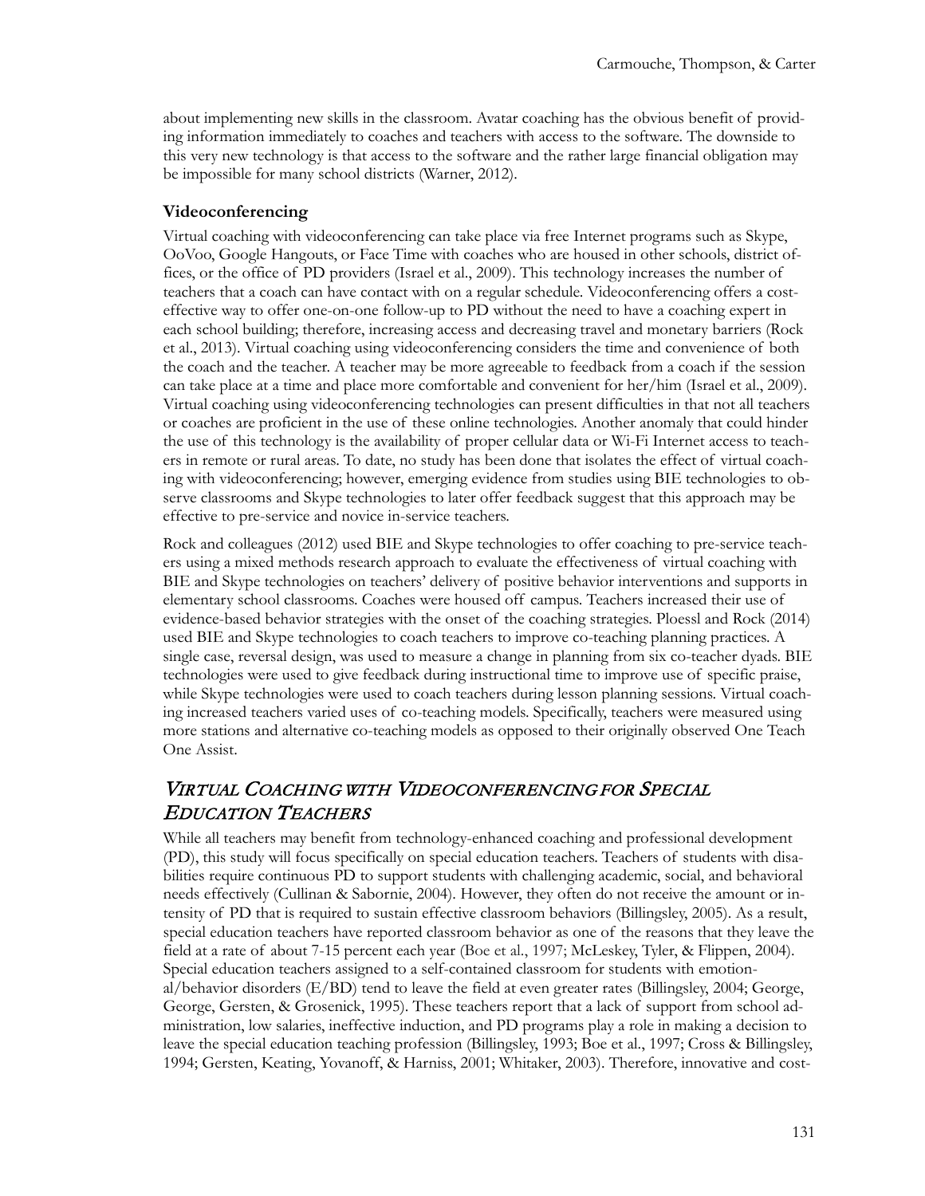about implementing new skills in the classroom. Avatar coaching has the obvious benefit of providing information immediately to coaches and teachers with access to the software. The downside to this very new technology is that access to the software and the rather large financial obligation may be impossible for many school districts (Warner, 2012).

### Videoconferencing

Virtual coaching with videoconferencing can take place via free Internet programs such as Skype, OoVoo, Google Hangouts, or Face Time with coaches who are housed in other schools, district offices, or the office of PD providers (Israel et al., 2009). This technology increases the number of teachers that a coach can have contact with on a regular schedule. Videoconferencing offers a cost-effective way to offer one-on-one follow-up to PD without the need to have a coaching expert in each school building; therefore, increasing access and decreasing travel and monetary barriers (Rock et al., 2013). Virtual coaching using videoconferencing considers the time and convenience of both the coach and the teacher. A teacher may be more agreeable to feedback from a coach if the session can take place at a time and place more comfortable and convenient for her/him (Israel et al., 2009). Virtual coaching using videoconferencing technologies can present difficulties in that not all teachers or coaches are proficient in the use of these online technologies. Another anomaly that could hinder the use of this technology is the availability of proper cellular data or Wi-Fi Internet access to teachers in remote or rural areas. To date, no study has been done that isolates the effect of virtual coaching with videoconferencing; however, emerging evidence from studies using BIE technologies to observe classrooms and Skype technologies to later offer feedback suggest that this approach may be effective to pre-service and novice in-service teachers.

Rock and colleagues (2012) used BIE and Skype technologies to offer coaching to pre-service teachers using a mixed methods research approach to evaluate the effectiveness of virtual coaching with BIE and Skype technologies on teachers' delivery of positive behavior interventions and supports in elementary school classrooms. Coaches were housed off campus. Teachers increased their use of evidence-based behavior strategies with the onset of the coaching strategies. Ploessl and Rock (2014) used BIE and Skype technologies to coach teachers to improve co-teaching planning practices. A single case, reversal design, was used to measure a change in planning from six co-teacher dyads. BIE technologies were used to give feedback during instructional time to improve use of specific praise, while Skype technologies were used to coach teachers during lesson planning sessions. Virtual coaching increased teachers varied uses of co-teaching models. Specifically, teachers were measured using more stations and alternative co-teaching models as opposed to their originally observed One Teach One Assist.

## *Virtual Coaching with Videoconferencing for Special Education Teachers*

While all teachers may benefit from technology-enhanced coaching and professional development (PD), this study will focus specifically on special education teachers. Teachers of students with disabilities require continuous PD to support students with challenging academic, social, and behavioral needs effectively (Cullinan & Sabornie, 2004). However, they often do not receive the amount or intensity of PD that is required to sustain effective classroom behaviors (Billingsley, 2005). As a result, special education teachers have reported classroom behavior as one of the reasons that they leave the field at a rate of about 7-15 percent each year (Boe et al., 1997; McLeskey, Tyler, & Flippen, 2004). Special education teachers assigned to a self-contained classroom for students with emotional/behavior disorders (E/BD) tend to leave the field at even greater rates (Billingsley, 2004; George, George, Gersten, & Grosenick, 1995). These teachers report that a lack of support from school administration, low salaries, ineffective induction, and PD programs play a role in making a decision to leave the special education teaching profession (Billingsley, 1993; Boe et al., 1997; Cross & Billingsley, 1994; Gersten, Keating, Yovanoff, & Harniss, 2001; Whitaker, 2003). Therefore, innovative and cost-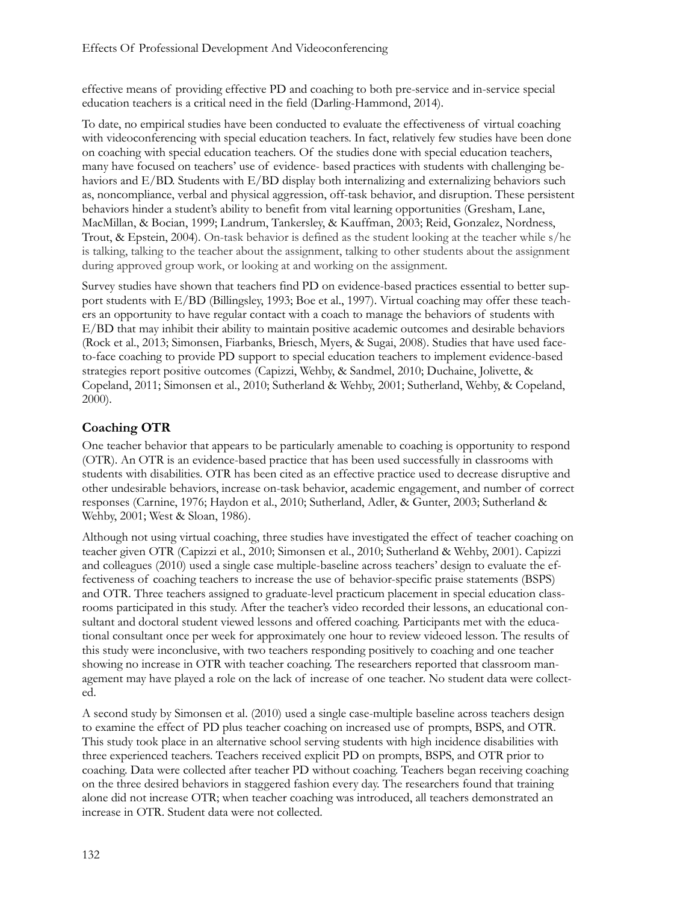effective means of providing effective PD and coaching to both pre-service and in-service special education teachers is a critical need in the field (Darling-Hammond, 2014).

To date, no empirical studies have been conducted to evaluate the effectiveness of virtual coaching with videoconferencing with special education teachers. In fact, relatively few studies have been done on coaching with special education teachers. Of the studies done with special education teachers, many have focused on teachers' use of evidence- based practices with students with challenging behaviors and E/BD. Students with E/BD display both internalizing and externalizing behaviors such as, noncompliance, verbal and physical aggression, off-task behavior, and disruption. These persistent behaviors hinder a student's ability to benefit from vital learning opportunities (Gresham, Lane, MacMillan, & Bocian, 1999; Landrum, Tankersley, & Kauffman, 2003; Reid, Gonzalez, Nordness, Trout, & Epstein, 2004). On-task behavior is defined as the student looking at the teacher while s/he is talking, talking to the teacher about the assignment, talking to other students about the assignment during approved group work, or looking at and working on the assignment.

Survey studies have shown that teachers find PD on evidence-based practices essential to better support students with E/BD (Billingsley, 1993; Boe et al., 1997). Virtual coaching may offer these teachers an opportunity to have regular contact with a coach to manage the behaviors of students with E/BD that may inhibit their ability to maintain positive academic outcomes and desirable behaviors (Rock et al., 2013; Simonsen, Fiarbanks, Briesch, Myers, & Sugai, 2008). Studies that have used face-to-face coaching to provide PD support to special education teachers to implement evidence-based strategies report positive outcomes (Capizzi, Wehby, & Sandmel, 2010; Duchaine, Jolivette, & Copeland, 2011; Simonsen et al., 2010; Sutherland & Wehby, 2001; Sutherland, Wehby, & Copeland, 2000).

## Coaching OTR

One teacher behavior that appears to be particularly amenable to coaching is opportunity to respond (OTR). An OTR is an evidence-based practice that has been used successfully in classrooms with students with disabilities. OTR has been cited as an effective practice used to decrease disruptive and other undesirable behaviors, increase on-task behavior, academic engagement, and number of correct responses (Carnine, 1976; Haydon et al., 2010; Sutherland, Adler, & Gunter, 2003; Sutherland & Wehby, 2001; West & Sloan, 1986).

Although not using virtual coaching, three studies have investigated the effect of teacher coaching on teacher given OTR (Capizzi et al., 2010; Simonsen et al., 2010; Sutherland & Wehby, 2001). Capizzi and colleagues (2010) used a single case multiple-baseline across teachers' design to evaluate the effectiveness of coaching teachers to increase the use of behavior-specific praise statements (BSPS) and OTR. Three teachers assigned to graduate-level practicum placement in special education classrooms participated in this study. After the teacher's video recorded their lessons, an educational consultant and doctoral student viewed lessons and offered coaching. Participants met with the educational consultant once per week for approximately one hour to review videoed lesson. The results of this study were inconclusive, with two teachers responding positively to coaching and one teacher showing no increase in OTR with teacher coaching. The researchers reported that classroom management may have played a role on the lack of increase of one teacher. No student data were collected.

A second study by Simonsen et al. (2010) used a single case-multiple baseline across teachers design to examine the effect of PD plus teacher coaching on increased use of prompts, BSPS, and OTR. This study took place in an alternative school serving students with high incidence disabilities with three experienced teachers. Teachers received explicit PD on prompts, BSPS, and OTR prior to coaching. Data were collected after teacher PD without coaching. Teachers began receiving coaching on the three desired behaviors in staggered fashion every day. The researchers found that training alone did not increase OTR; when teacher coaching was introduced, all teachers demonstrated an increase in OTR. Student data were not collected.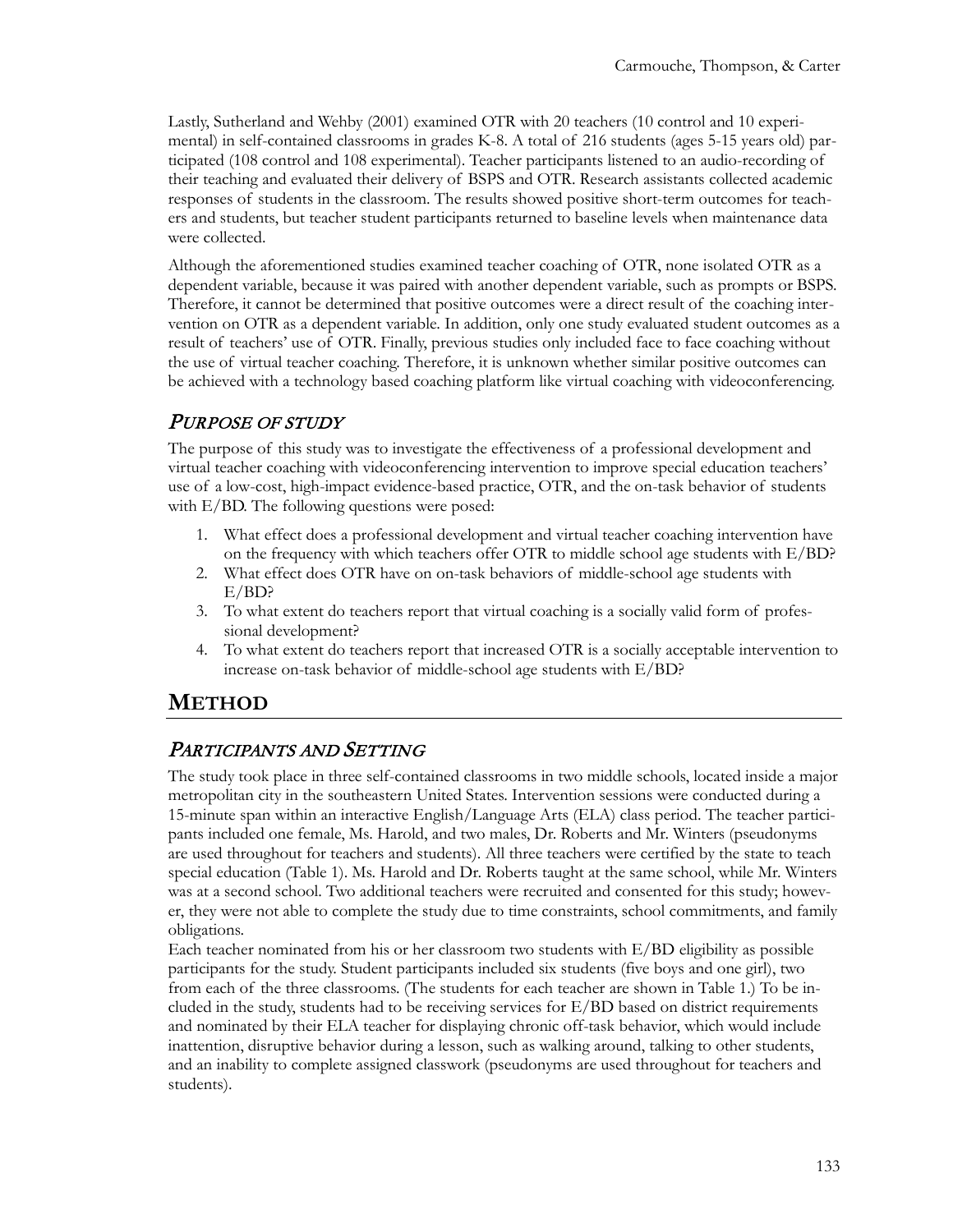Lastly, Sutherland and Wehby (2001) examined OTR with 20 teachers (10 control and 10 experimental) in self-contained classrooms in grades K-8. A total of 216 students (ages 5-15 years old) participated (108 control and 108 experimental). Teacher participants listened to an audio-recording of their teaching and evaluated their delivery of BSPS and OTR. Research assistants collected academic responses of students in the classroom. The results showed positive short-term outcomes for teachers and students, but teacher student participants returned to baseline levels when maintenance data were collected.

Although the aforementioned studies examined teacher coaching of OTR, none isolated OTR as a dependent variable, because it was paired with another dependent variable, such as prompts or BSPS. Therefore, it cannot be determined that positive outcomes were a direct result of the coaching intervention on OTR as a dependent variable. In addition, only one study evaluated student outcomes as a result of teachers' use of OTR. Finally, previous studies only included face to face coaching without the use of virtual teacher coaching. Therefore, it is unknown whether similar positive outcomes can be achieved with a technology based coaching platform like virtual coaching with videoconferencing.

### *Purpose of Study*

The purpose of this study was to investigate the effectiveness of a professional development and virtual teacher coaching with videoconferencing intervention to improve special education teachers' use of a low-cost, high-impact evidence-based practice, OTR, and the on-task behavior of students with E/BD. The following questions were posed:

1. What effect does a professional development and virtual teacher coaching intervention have on the frequency with which teachers offer OTR to middle school age students with E/BD?
2. What effect does OTR have on on-task behaviors of middle-school age students with E/BD?
3. To what extent do teachers report that virtual coaching is a socially valid form of professional development?
4. To what extent do teachers report that increased OTR is a socially acceptable intervention to increase on-task behavior of middle-school age students with E/BD?

## Method

### *Participants and Setting*

The study took place in three self-contained classrooms in two middle schools, located inside a major metropolitan city in the southeastern United States. Intervention sessions were conducted during a 15-minute span within an interactive English/Language Arts (ELA) class period. The teacher participants included one female, Ms. Harold, and two males, Dr. Roberts and Mr. Winters (pseudonyms are used throughout for teachers and students). All three teachers were certified by the state to teach special education (Table 1). Ms. Harold and Dr. Roberts taught at the same school, while Mr. Winters was at a second school. Two additional teachers were recruited and consented for this study; however, they were not able to complete the study due to time constraints, school commitments, and family obligations.

Each teacher nominated from his or her classroom two students with E/BD eligibility as possible participants for the study. Student participants included six students (five boys and one girl), two from each of the three classrooms. (The students for each teacher are shown in Table 1.) To be included in the study, students had to be receiving services for E/BD based on district requirements and nominated by their ELA teacher for displaying chronic off-task behavior, which would include inattention, disruptive behavior during a lesson, such as walking around, talking to other students, and an inability to complete assigned classwork (pseudonyms are used throughout for teachers and students).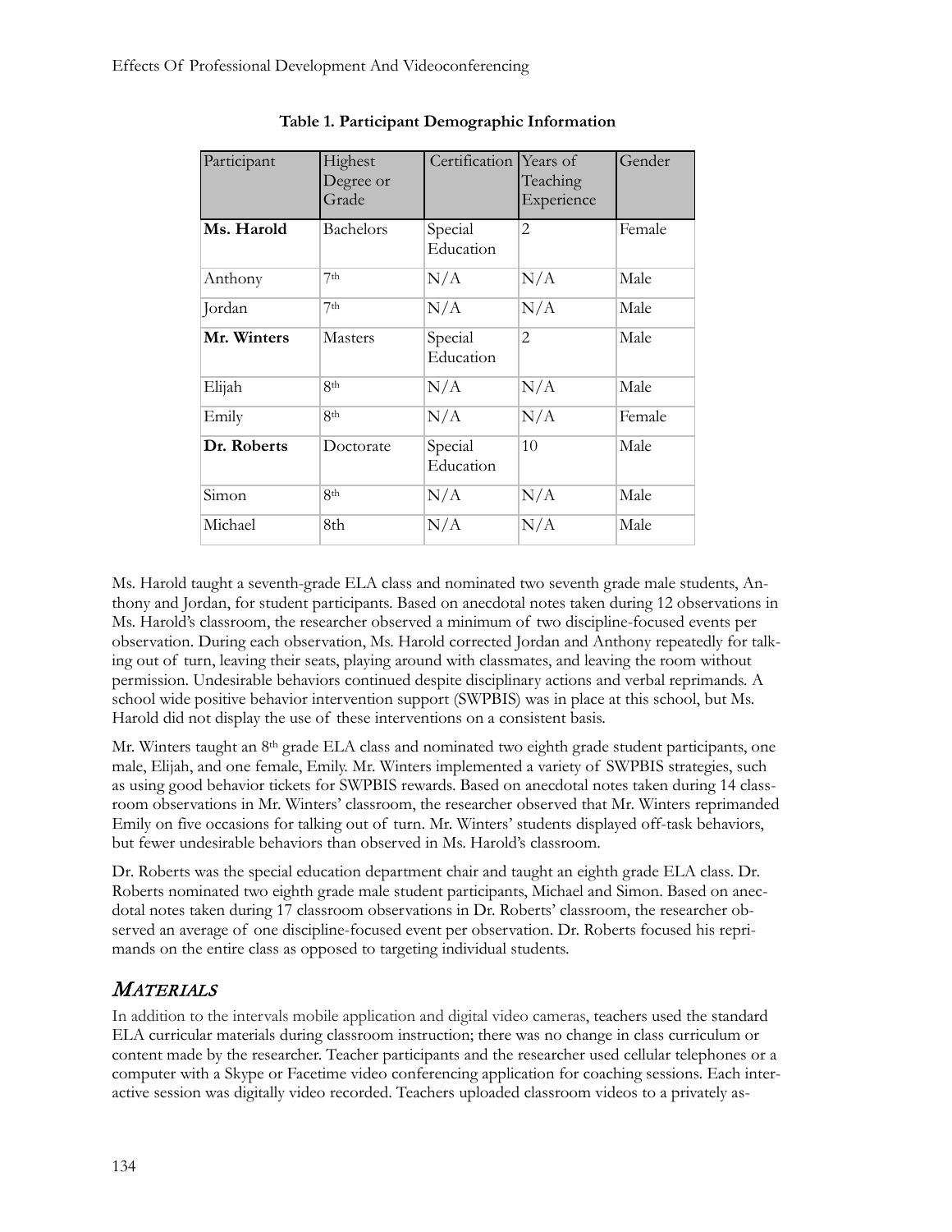**Table 1. Participant Demographic Information**

| Participant | Highest Degree or Grade | Certification | Years of Teaching Experience | Gender |
|---|---|---|---|---|
| **Ms. Harold** | Bachelors | Special Education | 2 | Female |
| Anthony | 7th | N/A | N/A | Male |
| Jordan | 7th | N/A | N/A | Male |
| **Mr. Winters** | Masters | Special Education | 2 | Male |
| Elijah | 8th | N/A | N/A | Male |
| Emily | 8th | N/A | N/A | Female |
| **Dr. Roberts** | Doctorate | Special Education | 10 | Male |
| Simon | 8th | N/A | N/A | Male |
| Michael | 8th | N/A | N/A | Male |

Ms. Harold taught a seventh-grade ELA class and nominated two seventh grade male students, Anthony and Jordan, for student participants. Based on anecdotal notes taken during 12 observations in Ms. Harold's classroom, the researcher observed a minimum of two discipline-focused events per observation. During each observation, Ms. Harold corrected Jordan and Anthony repeatedly for talking out of turn, leaving their seats, playing around with classmates, and leaving the room without permission. Undesirable behaviors continued despite disciplinary actions and verbal reprimands. A school wide positive behavior intervention support (SWPBIS) was in place at this school, but Ms. Harold did not display the use of these interventions on a consistent basis.

Mr. Winters taught an 8th grade ELA class and nominated two eighth grade student participants, one male, Elijah, and one female, Emily. Mr. Winters implemented a variety of SWPBIS strategies, such as using good behavior tickets for SWPBIS rewards. Based on anecdotal notes taken during 14 classroom observations in Mr. Winters' classroom, the researcher observed that Mr. Winters reprimanded Emily on five occasions for talking out of turn. Mr. Winters' students displayed off-task behaviors, but fewer undesirable behaviors than observed in Ms. Harold's classroom.

Dr. Roberts was the special education department chair and taught an eighth grade ELA class. Dr. Roberts nominated two eighth grade male student participants, Michael and Simon. Based on anecdotal notes taken during 17 classroom observations in Dr. Roberts' classroom, the researcher observed an average of one discipline-focused event per observation. Dr. Roberts focused his reprimands on the entire class as opposed to targeting individual students.

## *MATERIALS*

In addition to the intervals mobile application and digital video cameras, teachers used the standard ELA curricular materials during classroom instruction; there was no change in class curriculum or content made by the researcher. Teacher participants and the researcher used cellular telephones or a computer with a Skype or Facetime video conferencing application for coaching sessions. Each interactive session was digitally video recorded. Teachers uploaded classroom videos to a privately as-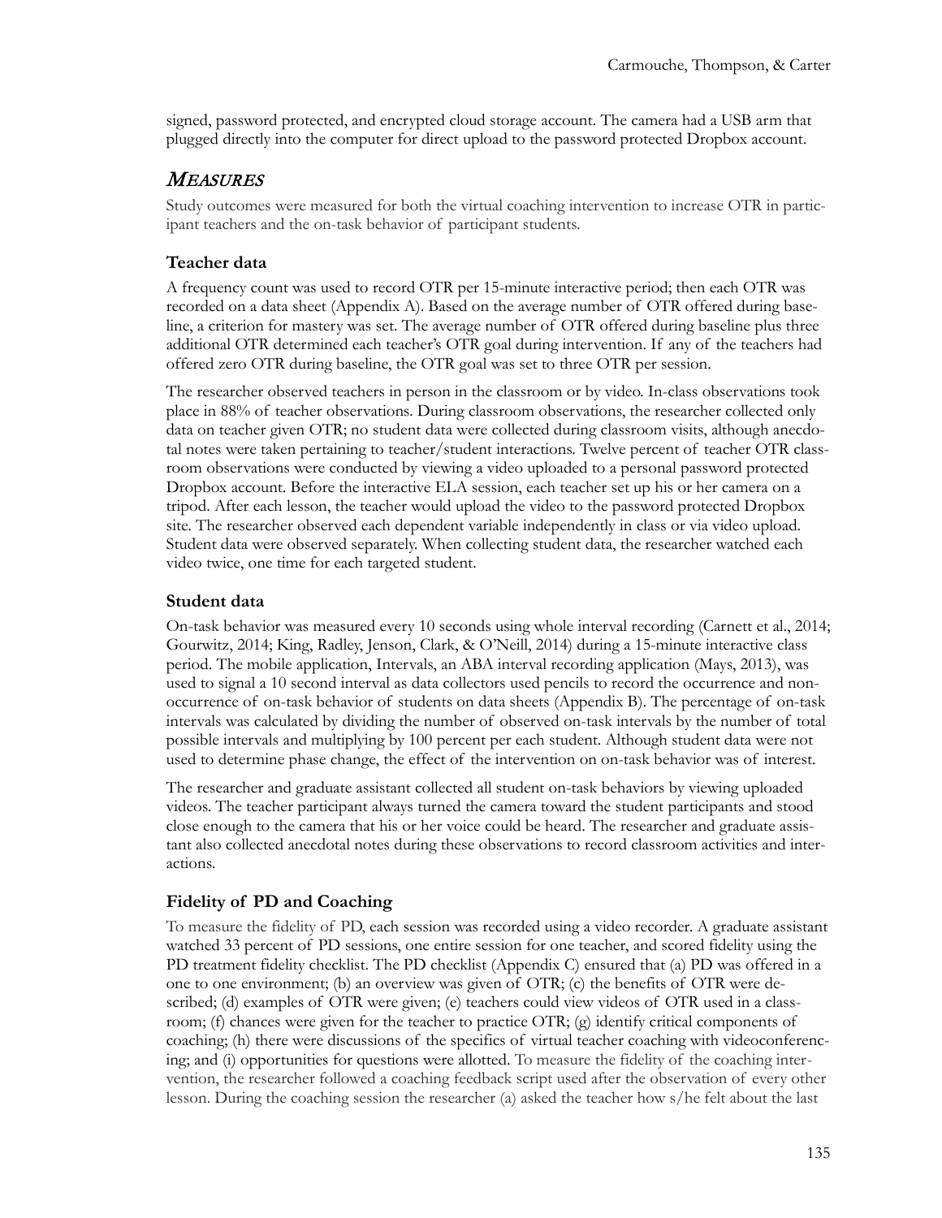signed, password protected, and encrypted cloud storage account. The camera had a USB arm that plugged directly into the computer for direct upload to the password protected Dropbox account.

## *MEASURES*

Study outcomes were measured for both the virtual coaching intervention to increase OTR in participant teachers and the on-task behavior of participant students.

### Teacher data

A frequency count was used to record OTR per 15-minute interactive period; then each OTR was recorded on a data sheet (Appendix A). Based on the average number of OTR offered during baseline, a criterion for mastery was set. The average number of OTR offered during baseline plus three additional OTR determined each teacher's OTR goal during intervention. If any of the teachers had offered zero OTR during baseline, the OTR goal was set to three OTR per session.

The researcher observed teachers in person in the classroom or by video. In-class observations took place in 88% of teacher observations. During classroom observations, the researcher collected only data on teacher given OTR; no student data were collected during classroom visits, although anecdotal notes were taken pertaining to teacher/student interactions. Twelve percent of teacher OTR classroom observations were conducted by viewing a video uploaded to a personal password protected Dropbox account. Before the interactive ELA session, each teacher set up his or her camera on a tripod. After each lesson, the teacher would upload the video to the password protected Dropbox site. The researcher observed each dependent variable independently in class or via video upload. Student data were observed separately. When collecting student data, the researcher watched each video twice, one time for each targeted student.

### Student data

On-task behavior was measured every 10 seconds using whole interval recording (Carnett et al., 2014; Gourwitz, 2014; King, Radley, Jenson, Clark, & O'Neill, 2014) during a 15-minute interactive class period. The mobile application, Intervals, an ABA interval recording application (Mays, 2013), was used to signal a 10 second interval as data collectors used pencils to record the occurrence and non-occurrence of on-task behavior of students on data sheets (Appendix B). The percentage of on-task intervals was calculated by dividing the number of observed on-task intervals by the number of total possible intervals and multiplying by 100 percent per each student. Although student data were not used to determine phase change, the effect of the intervention on on-task behavior was of interest.

The researcher and graduate assistant collected all student on-task behaviors by viewing uploaded videos. The teacher participant always turned the camera toward the student participants and stood close enough to the camera that his or her voice could be heard. The researcher and graduate assistant also collected anecdotal notes during these observations to record classroom activities and interactions.

### Fidelity of PD and Coaching

To measure the fidelity of PD, each session was recorded using a video recorder. A graduate assistant watched 33 percent of PD sessions, one entire session for one teacher, and scored fidelity using the PD treatment fidelity checklist. The PD checklist (Appendix C) ensured that (a) PD was offered in a one to one environment; (b) an overview was given of OTR; (c) the benefits of OTR were described; (d) examples of OTR were given; (e) teachers could view videos of OTR used in a classroom; (f) chances were given for the teacher to practice OTR; (g) identify critical components of coaching; (h) there were discussions of the specifics of virtual teacher coaching with videoconferencing; and (i) opportunities for questions were allotted. To measure the fidelity of the coaching intervention, the researcher followed a coaching feedback script used after the observation of every other lesson. During the coaching session the researcher (a) asked the teacher how s/he felt about the last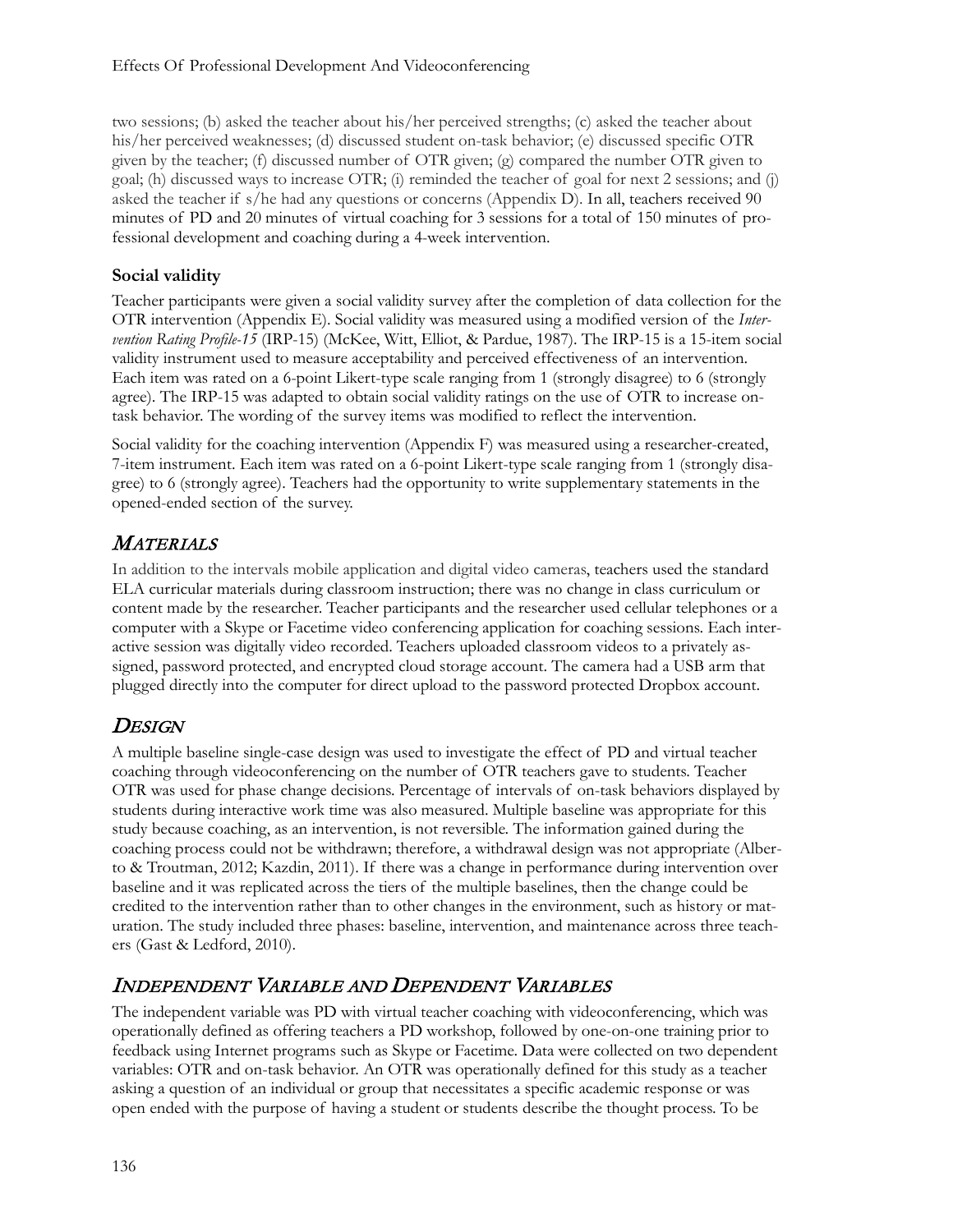two sessions; (b) asked the teacher about his/her perceived strengths; (c) asked the teacher about his/her perceived weaknesses; (d) discussed student on-task behavior; (e) discussed specific OTR given by the teacher; (f) discussed number of OTR given; (g) compared the number OTR given to goal; (h) discussed ways to increase OTR; (i) reminded the teacher of goal for next 2 sessions; and (j) asked the teacher if s/he had any questions or concerns (Appendix D). In all, teachers received 90 minutes of PD and 20 minutes of virtual coaching for 3 sessions for a total of 150 minutes of professional development and coaching during a 4-week intervention.

### Social validity

Teacher participants were given a social validity survey after the completion of data collection for the OTR intervention (Appendix E). Social validity was measured using a modified version of the *Intervention Rating Profile-15* (IRP-15) (McKee, Witt, Elliot, & Pardue, 1987). The IRP-15 is a 15-item social validity instrument used to measure acceptability and perceived effectiveness of an intervention. Each item was rated on a 6-point Likert-type scale ranging from 1 (strongly disagree) to 6 (strongly agree). The IRP-15 was adapted to obtain social validity ratings on the use of OTR to increase on-task behavior. The wording of the survey items was modified to reflect the intervention.

Social validity for the coaching intervention (Appendix F) was measured using a researcher-created, 7-item instrument. Each item was rated on a 6-point Likert-type scale ranging from 1 (strongly disagree) to 6 (strongly agree). Teachers had the opportunity to write supplementary statements in the opened-ended section of the survey.

## Materials

In addition to the intervals mobile application and digital video cameras, teachers used the standard ELA curricular materials during classroom instruction; there was no change in class curriculum or content made by the researcher. Teacher participants and the researcher used cellular telephones or a computer with a Skype or Facetime video conferencing application for coaching sessions. Each interactive session was digitally video recorded. Teachers uploaded classroom videos to a privately assigned, password protected, and encrypted cloud storage account. The camera had a USB arm that plugged directly into the computer for direct upload to the password protected Dropbox account.

## Design

A multiple baseline single-case design was used to investigate the effect of PD and virtual teacher coaching through videoconferencing on the number of OTR teachers gave to students. Teacher OTR was used for phase change decisions. Percentage of intervals of on-task behaviors displayed by students during interactive work time was also measured. Multiple baseline was appropriate for this study because coaching, as an intervention, is not reversible. The information gained during the coaching process could not be withdrawn; therefore, a withdrawal design was not appropriate (Alberto & Troutman, 2012; Kazdin, 2011). If there was a change in performance during intervention over baseline and it was replicated across the tiers of the multiple baselines, then the change could be credited to the intervention rather than to other changes in the environment, such as history or maturation. The study included three phases: baseline, intervention, and maintenance across three teachers (Gast & Ledford, 2010).

## Independent Variable and Dependent Variables

The independent variable was PD with virtual teacher coaching with videoconferencing, which was operationally defined as offering teachers a PD workshop, followed by one-on-one training prior to feedback using Internet programs such as Skype or Facetime. Data were collected on two dependent variables: OTR and on-task behavior. An OTR was operationally defined for this study as a teacher asking a question of an individual or group that necessitates a specific academic response or was open ended with the purpose of having a student or students describe the thought process. To be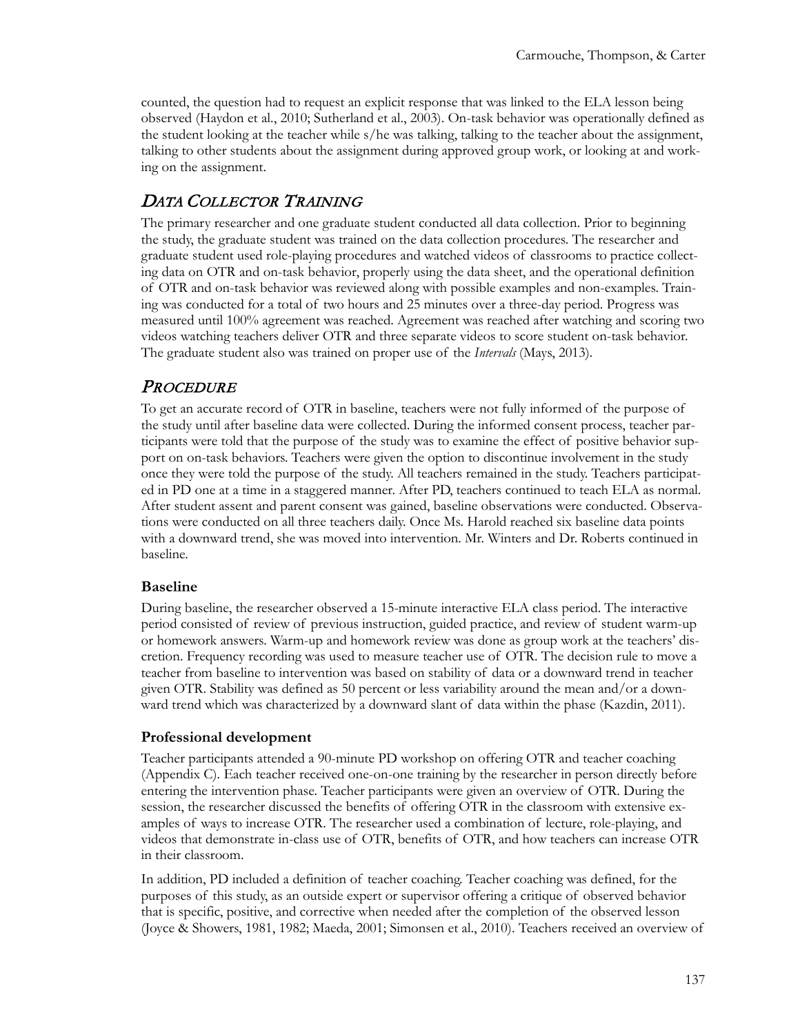counted, the question had to request an explicit response that was linked to the ELA lesson being observed (Haydon et al., 2010; Sutherland et al., 2003). On-task behavior was operationally defined as the student looking at the teacher while s/he was talking, talking to the teacher about the assignment, talking to other students about the assignment during approved group work, or looking at and working on the assignment.

## *Data Collector Training*

The primary researcher and one graduate student conducted all data collection. Prior to beginning the study, the graduate student was trained on the data collection procedures. The researcher and graduate student used role-playing procedures and watched videos of classrooms to practice collecting data on OTR and on-task behavior, properly using the data sheet, and the operational definition of OTR and on-task behavior was reviewed along with possible examples and non-examples. Training was conducted for a total of two hours and 25 minutes over a three-day period. Progress was measured until 100% agreement was reached. Agreement was reached after watching and scoring two videos watching teachers deliver OTR and three separate videos to score student on-task behavior. The graduate student also was trained on proper use of the *Intervals* (Mays, 2013).

## *Procedure*

To get an accurate record of OTR in baseline, teachers were not fully informed of the purpose of the study until after baseline data were collected. During the informed consent process, teacher participants were told that the purpose of the study was to examine the effect of positive behavior support on on-task behaviors. Teachers were given the option to discontinue involvement in the study once they were told the purpose of the study. All teachers remained in the study. Teachers participated in PD one at a time in a staggered manner. After PD, teachers continued to teach ELA as normal. After student assent and parent consent was gained, baseline observations were conducted. Observations were conducted on all three teachers daily. Once Ms. Harold reached six baseline data points with a downward trend, she was moved into intervention. Mr. Winters and Dr. Roberts continued in baseline.

### Baseline

During baseline, the researcher observed a 15-minute interactive ELA class period. The interactive period consisted of review of previous instruction, guided practice, and review of student warm-up or homework answers. Warm-up and homework review was done as group work at the teachers' discretion. Frequency recording was used to measure teacher use of OTR. The decision rule to move a teacher from baseline to intervention was based on stability of data or a downward trend in teacher given OTR. Stability was defined as 50 percent or less variability around the mean and/or a downward trend which was characterized by a downward slant of data within the phase (Kazdin, 2011).

### Professional development

Teacher participants attended a 90-minute PD workshop on offering OTR and teacher coaching (Appendix C). Each teacher received one-on-one training by the researcher in person directly before entering the intervention phase. Teacher participants were given an overview of OTR. During the session, the researcher discussed the benefits of offering OTR in the classroom with extensive examples of ways to increase OTR. The researcher used a combination of lecture, role-playing, and videos that demonstrate in-class use of OTR, benefits of OTR, and how teachers can increase OTR in their classroom.

In addition, PD included a definition of teacher coaching. Teacher coaching was defined, for the purposes of this study, as an outside expert or supervisor offering a critique of observed behavior that is specific, positive, and corrective when needed after the completion of the observed lesson (Joyce & Showers, 1981, 1982; Maeda, 2001; Simonsen et al., 2010). Teachers received an overview of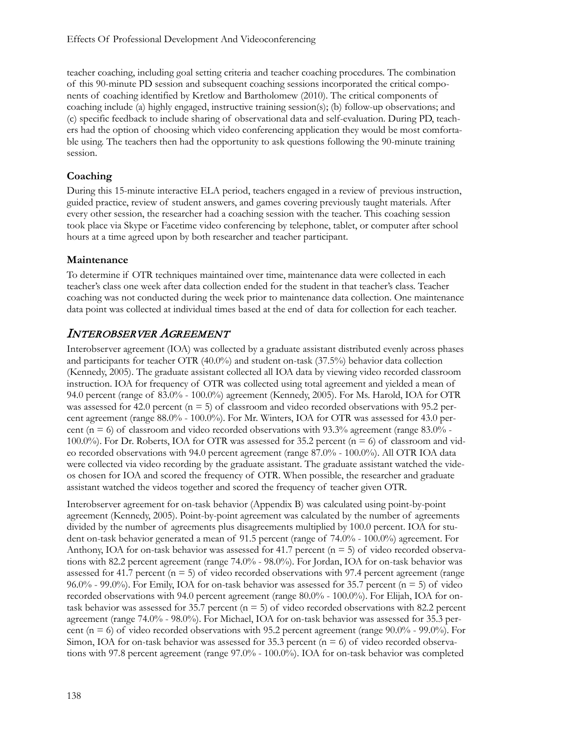teacher coaching, including goal setting criteria and teacher coaching procedures. The combination of this 90-minute PD session and subsequent coaching sessions incorporated the critical components of coaching identified by Kretlow and Bartholomew (2010). The critical components of coaching include (a) highly engaged, instructive training session(s); (b) follow-up observations; and (c) specific feedback to include sharing of observational data and self-evaluation. During PD, teachers had the option of choosing which video conferencing application they would be most comfortable using. The teachers then had the opportunity to ask questions following the 90-minute training session.

### Coaching

During this 15-minute interactive ELA period, teachers engaged in a review of previous instruction, guided practice, review of student answers, and games covering previously taught materials. After every other session, the researcher had a coaching session with the teacher. This coaching session took place via Skype or Facetime video conferencing by telephone, tablet, or computer after school hours at a time agreed upon by both researcher and teacher participant.

### Maintenance

To determine if OTR techniques maintained over time, maintenance data were collected in each teacher's class one week after data collection ended for the student in that teacher's class. Teacher coaching was not conducted during the week prior to maintenance data collection. One maintenance data point was collected at individual times based at the end of data for collection for each teacher.

## *Interobserver Agreement*

Interobserver agreement (IOA) was collected by a graduate assistant distributed evenly across phases and participants for teacher OTR (40.0%) and student on-task (37.5%) behavior data collection (Kennedy, 2005). The graduate assistant collected all IOA data by viewing video recorded classroom instruction. IOA for frequency of OTR was collected using total agreement and yielded a mean of 94.0 percent (range of 83.0% - 100.0%) agreement (Kennedy, 2005). For Ms. Harold, IOA for OTR was assessed for 42.0 percent (n = 5) of classroom and video recorded observations with 95.2 percent agreement (range 88.0% - 100.0%). For Mr. Winters, IOA for OTR was assessed for 43.0 percent (n = 6) of classroom and video recorded observations with 93.3% agreement (range 83.0% - 100.0%). For Dr. Roberts, IOA for OTR was assessed for 35.2 percent (n = 6) of classroom and video recorded observations with 94.0 percent agreement (range 87.0% - 100.0%). All OTR IOA data were collected via video recording by the graduate assistant. The graduate assistant watched the videos chosen for IOA and scored the frequency of OTR. When possible, the researcher and graduate assistant watched the videos together and scored the frequency of teacher given OTR.

Interobserver agreement for on-task behavior (Appendix B) was calculated using point-by-point agreement (Kennedy, 2005). Point-by-point agreement was calculated by the number of agreements divided by the number of agreements plus disagreements multiplied by 100.0 percent. IOA for student on-task behavior generated a mean of 91.5 percent (range of 74.0% - 100.0%) agreement. For Anthony, IOA for on-task behavior was assessed for 41.7 percent (n = 5) of video recorded observations with 82.2 percent agreement (range 74.0% - 98.0%). For Jordan, IOA for on-task behavior was assessed for 41.7 percent (n = 5) of video recorded observations with 97.4 percent agreement (range 96.0% - 99.0%). For Emily, IOA for on-task behavior was assessed for 35.7 percent (n = 5) of video recorded observations with 94.0 percent agreement (range 80.0% - 100.0%). For Elijah, IOA for on-task behavior was assessed for 35.7 percent (n = 5) of video recorded observations with 82.2 percent agreement (range 74.0% - 98.0%). For Michael, IOA for on-task behavior was assessed for 35.3 percent (n = 6) of video recorded observations with 95.2 percent agreement (range 90.0% - 99.0%). For Simon, IOA for on-task behavior was assessed for 35.3 percent (n = 6) of video recorded observations with 97.8 percent agreement (range 97.0% - 100.0%). IOA for on-task behavior was completed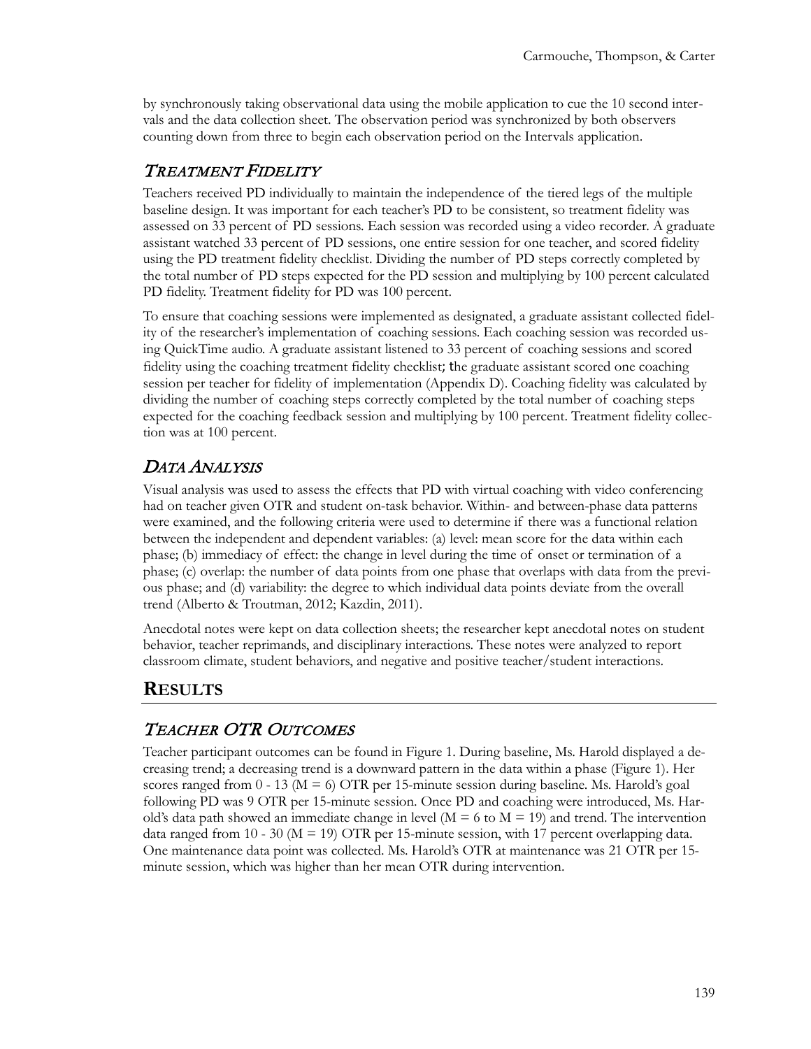by synchronously taking observational data using the mobile application to cue the 10 second intervals and the data collection sheet. The observation period was synchronized by both observers counting down from three to begin each observation period on the Intervals application.

## *Treatment Fidelity*

Teachers received PD individually to maintain the independence of the tiered legs of the multiple baseline design. It was important for each teacher's PD to be consistent, so treatment fidelity was assessed on 33 percent of PD sessions. Each session was recorded using a video recorder. A graduate assistant watched 33 percent of PD sessions, one entire session for one teacher, and scored fidelity using the PD treatment fidelity checklist. Dividing the number of PD steps correctly completed by the total number of PD steps expected for the PD session and multiplying by 100 percent calculated PD fidelity. Treatment fidelity for PD was 100 percent.

To ensure that coaching sessions were implemented as designated, a graduate assistant collected fidelity of the researcher's implementation of coaching sessions. Each coaching session was recorded using QuickTime audio. A graduate assistant listened to 33 percent of coaching sessions and scored fidelity using the coaching treatment fidelity checklist; the graduate assistant scored one coaching session per teacher for fidelity of implementation (Appendix D). Coaching fidelity was calculated by dividing the number of coaching steps correctly completed by the total number of coaching steps expected for the coaching feedback session and multiplying by 100 percent. Treatment fidelity collection was at 100 percent.

## *Data Analysis*

Visual analysis was used to assess the effects that PD with virtual coaching with video conferencing had on teacher given OTR and student on-task behavior. Within- and between-phase data patterns were examined, and the following criteria were used to determine if there was a functional relation between the independent and dependent variables: (a) level: mean score for the data within each phase; (b) immediacy of effect: the change in level during the time of onset or termination of a phase; (c) overlap: the number of data points from one phase that overlaps with data from the previous phase; and (d) variability: the degree to which individual data points deviate from the overall trend (Alberto & Troutman, 2012; Kazdin, 2011).

Anecdotal notes were kept on data collection sheets; the researcher kept anecdotal notes on student behavior, teacher reprimands, and disciplinary interactions. These notes were analyzed to report classroom climate, student behaviors, and negative and positive teacher/student interactions.

# **Results**

## *Teacher OTR Outcomes*

Teacher participant outcomes can be found in Figure 1. During baseline, Ms. Harold displayed a decreasing trend; a decreasing trend is a downward pattern in the data within a phase (Figure 1). Her scores ranged from 0 - 13 (M = 6) OTR per 15-minute session during baseline. Ms. Harold's goal following PD was 9 OTR per 15-minute session. Once PD and coaching were introduced, Ms. Harold's data path showed an immediate change in level (M = 6 to M = 19) and trend. The intervention data ranged from 10 - 30 (M = 19) OTR per 15-minute session, with 17 percent overlapping data. One maintenance data point was collected. Ms. Harold's OTR at maintenance was 21 OTR per 15-minute session, which was higher than her mean OTR during intervention.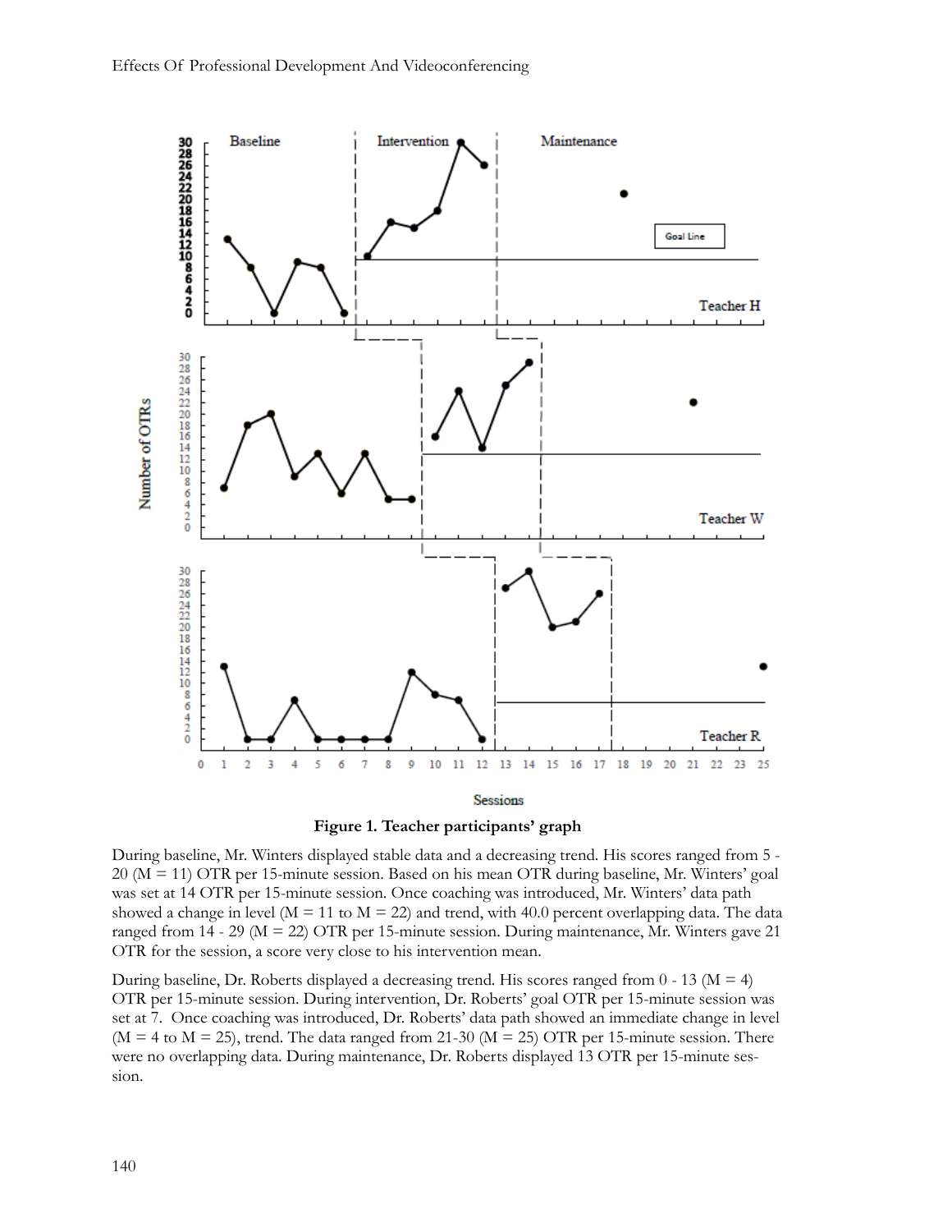**Figure 1. Teacher participants' graph**

During baseline, Mr. Winters displayed stable data and a decreasing trend. His scores ranged from 5 - 20 (M = 11) OTR per 15-minute session. Based on his mean OTR during baseline, Mr. Winters' goal was set at 14 OTR per 15-minute session. Once coaching was introduced, Mr. Winters' data path showed a change in level (M = 11 to M = 22) and trend, with 40.0 percent overlapping data. The data ranged from 14 - 29 (M = 22) OTR per 15-minute session. During maintenance, Mr. Winters gave 21 OTR for the session, a score very close to his intervention mean.

During baseline, Dr. Roberts displayed a decreasing trend. His scores ranged from 0 - 13 (M = 4) OTR per 15-minute session. During intervention, Dr. Roberts' goal OTR per 15-minute session was set at 7. Once coaching was introduced, Dr. Roberts' data path showed an immediate change in level (M = 4 to M = 25), trend. The data ranged from 21-30 (M = 25) OTR per 15-minute session. There were no overlapping data. During maintenance, Dr. Roberts displayed 13 OTR per 15-minute session.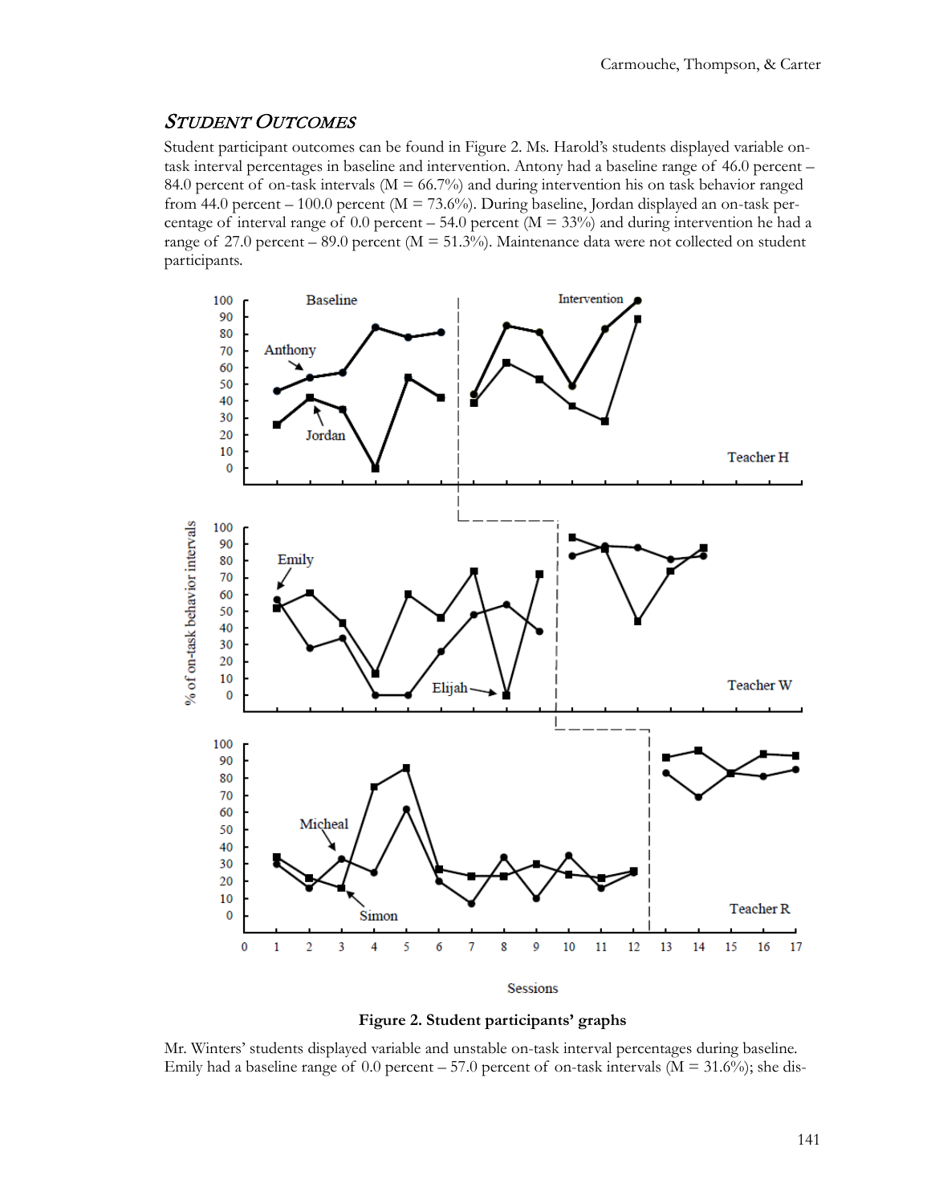## Student Outcomes

Student participant outcomes can be found in Figure 2. Ms. Harold's students displayed variable on-task interval percentages in baseline and intervention. Antony had a baseline range of 46.0 percent – 84.0 percent of on-task intervals (M = 66.7%) and during intervention his on task behavior ranged from 44.0 percent – 100.0 percent (M = 73.6%). During baseline, Jordan displayed an on-task percentage of interval range of 0.0 percent – 54.0 percent (M = 33%) and during intervention he had a range of 27.0 percent – 89.0 percent (M = 51.3%). Maintenance data were not collected on student participants.

**Figure 2. Student participants' graphs**

Mr. Winters' students displayed variable and unstable on-task interval percentages during baseline. Emily had a baseline range of 0.0 percent – 57.0 percent of on-task intervals (M = 31.6%); she dis-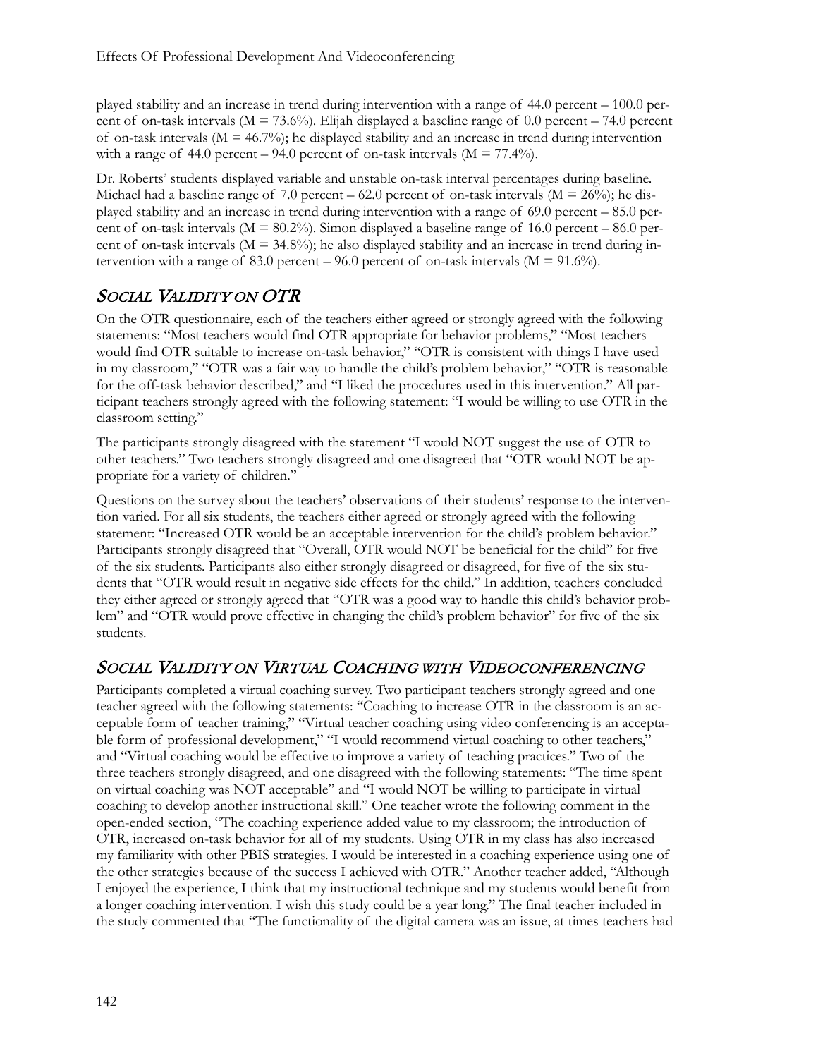played stability and an increase in trend during intervention with a range of 44.0 percent – 100.0 percent of on-task intervals (M = 73.6%). Elijah displayed a baseline range of 0.0 percent – 74.0 percent of on-task intervals (M = 46.7%); he displayed stability and an increase in trend during intervention with a range of 44.0 percent – 94.0 percent of on-task intervals (M = 77.4%).

Dr. Roberts' students displayed variable and unstable on-task interval percentages during baseline. Michael had a baseline range of 7.0 percent – 62.0 percent of on-task intervals (M = 26%); he displayed stability and an increase in trend during intervention with a range of 69.0 percent – 85.0 percent of on-task intervals (M = 80.2%). Simon displayed a baseline range of 16.0 percent – 86.0 percent of on-task intervals (M = 34.8%); he also displayed stability and an increase in trend during intervention with a range of 83.0 percent – 96.0 percent of on-task intervals (M = 91.6%).

## *Social Validity on OTR*

On the OTR questionnaire, each of the teachers either agreed or strongly agreed with the following statements: "Most teachers would find OTR appropriate for behavior problems," "Most teachers would find OTR suitable to increase on-task behavior," "OTR is consistent with things I have used in my classroom," "OTR was a fair way to handle the child's problem behavior," "OTR is reasonable for the off-task behavior described," and "I liked the procedures used in this intervention." All participant teachers strongly agreed with the following statement: "I would be willing to use OTR in the classroom setting."

The participants strongly disagreed with the statement "I would NOT suggest the use of OTR to other teachers." Two teachers strongly disagreed and one disagreed that "OTR would NOT be appropriate for a variety of children."

Questions on the survey about the teachers' observations of their students' response to the intervention varied. For all six students, the teachers either agreed or strongly agreed with the following statement: "Increased OTR would be an acceptable intervention for the child's problem behavior." Participants strongly disagreed that "Overall, OTR would NOT be beneficial for the child" for five of the six students. Participants also either strongly disagreed or disagreed, for five of the six students that "OTR would result in negative side effects for the child." In addition, teachers concluded they either agreed or strongly agreed that "OTR was a good way to handle this child's behavior problem" and "OTR would prove effective in changing the child's problem behavior" for five of the six students.

## *Social Validity on Virtual Coaching with Videoconferencing*

Participants completed a virtual coaching survey. Two participant teachers strongly agreed and one teacher agreed with the following statements: "Coaching to increase OTR in the classroom is an acceptable form of teacher training," "Virtual teacher coaching using video conferencing is an acceptable form of professional development," "I would recommend virtual coaching to other teachers," and "Virtual coaching would be effective to improve a variety of teaching practices." Two of the three teachers strongly disagreed, and one disagreed with the following statements: "The time spent on virtual coaching was NOT acceptable" and "I would NOT be willing to participate in virtual coaching to develop another instructional skill." One teacher wrote the following comment in the open-ended section, "The coaching experience added value to my classroom; the introduction of OTR, increased on-task behavior for all of my students. Using OTR in my class has also increased my familiarity with other PBIS strategies. I would be interested in a coaching experience using one of the other strategies because of the success I achieved with OTR." Another teacher added, "Although I enjoyed the experience, I think that my instructional technique and my students would benefit from a longer coaching intervention. I wish this study could be a year long." The final teacher included in the study commented that "The functionality of the digital camera was an issue, at times teachers had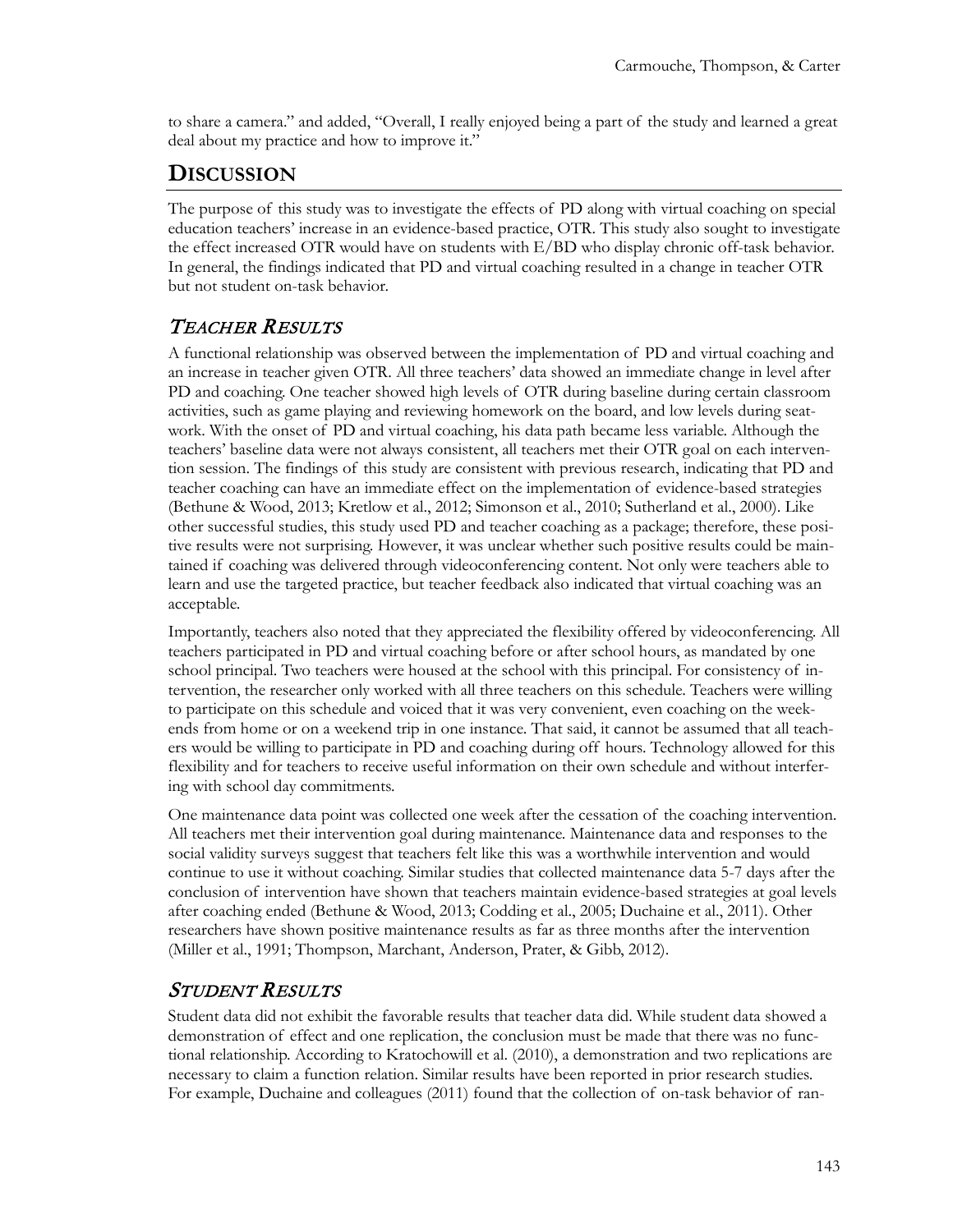to share a camera." and added, "Overall, I really enjoyed being a part of the study and learned a great deal about my practice and how to improve it."

## DISCUSSION

The purpose of this study was to investigate the effects of PD along with virtual coaching on special education teachers' increase in an evidence-based practice, OTR. This study also sought to investigate the effect increased OTR would have on students with E/BD who display chronic off-task behavior. In general, the findings indicated that PD and virtual coaching resulted in a change in teacher OTR but not student on-task behavior.

### *TEACHER RESULTS*

A functional relationship was observed between the implementation of PD and virtual coaching and an increase in teacher given OTR. All three teachers' data showed an immediate change in level after PD and coaching. One teacher showed high levels of OTR during baseline during certain classroom activities, such as game playing and reviewing homework on the board, and low levels during seatwork. With the onset of PD and virtual coaching, his data path became less variable. Although the teachers' baseline data were not always consistent, all teachers met their OTR goal on each intervention session. The findings of this study are consistent with previous research, indicating that PD and teacher coaching can have an immediate effect on the implementation of evidence-based strategies (Bethune & Wood, 2013; Kretlow et al., 2012; Simonson et al., 2010; Sutherland et al., 2000). Like other successful studies, this study used PD and teacher coaching as a package; therefore, these positive results were not surprising. However, it was unclear whether such positive results could be maintained if coaching was delivered through videoconferencing content. Not only were teachers able to learn and use the targeted practice, but teacher feedback also indicated that virtual coaching was an acceptable.

Importantly, teachers also noted that they appreciated the flexibility offered by videoconferencing. All teachers participated in PD and virtual coaching before or after school hours, as mandated by one school principal. Two teachers were housed at the school with this principal. For consistency of intervention, the researcher only worked with all three teachers on this schedule. Teachers were willing to participate on this schedule and voiced that it was very convenient, even coaching on the weekends from home or on a weekend trip in one instance. That said, it cannot be assumed that all teachers would be willing to participate in PD and coaching during off hours. Technology allowed for this flexibility and for teachers to receive useful information on their own schedule and without interfering with school day commitments.

One maintenance data point was collected one week after the cessation of the coaching intervention. All teachers met their intervention goal during maintenance. Maintenance data and responses to the social validity surveys suggest that teachers felt like this was a worthwhile intervention and would continue to use it without coaching. Similar studies that collected maintenance data 5-7 days after the conclusion of intervention have shown that teachers maintain evidence-based strategies at goal levels after coaching ended (Bethune & Wood, 2013; Codding et al., 2005; Duchaine et al., 2011). Other researchers have shown positive maintenance results as far as three months after the intervention (Miller et al., 1991; Thompson, Marchant, Anderson, Prater, & Gibb, 2012).

### *STUDENT RESULTS*

Student data did not exhibit the favorable results that teacher data did. While student data showed a demonstration of effect and one replication, the conclusion must be made that there was no functional relationship. According to Kratochowill et al. (2010), a demonstration and two replications are necessary to claim a function relation. Similar results have been reported in prior research studies. For example, Duchaine and colleagues (2011) found that the collection of on-task behavior of ran-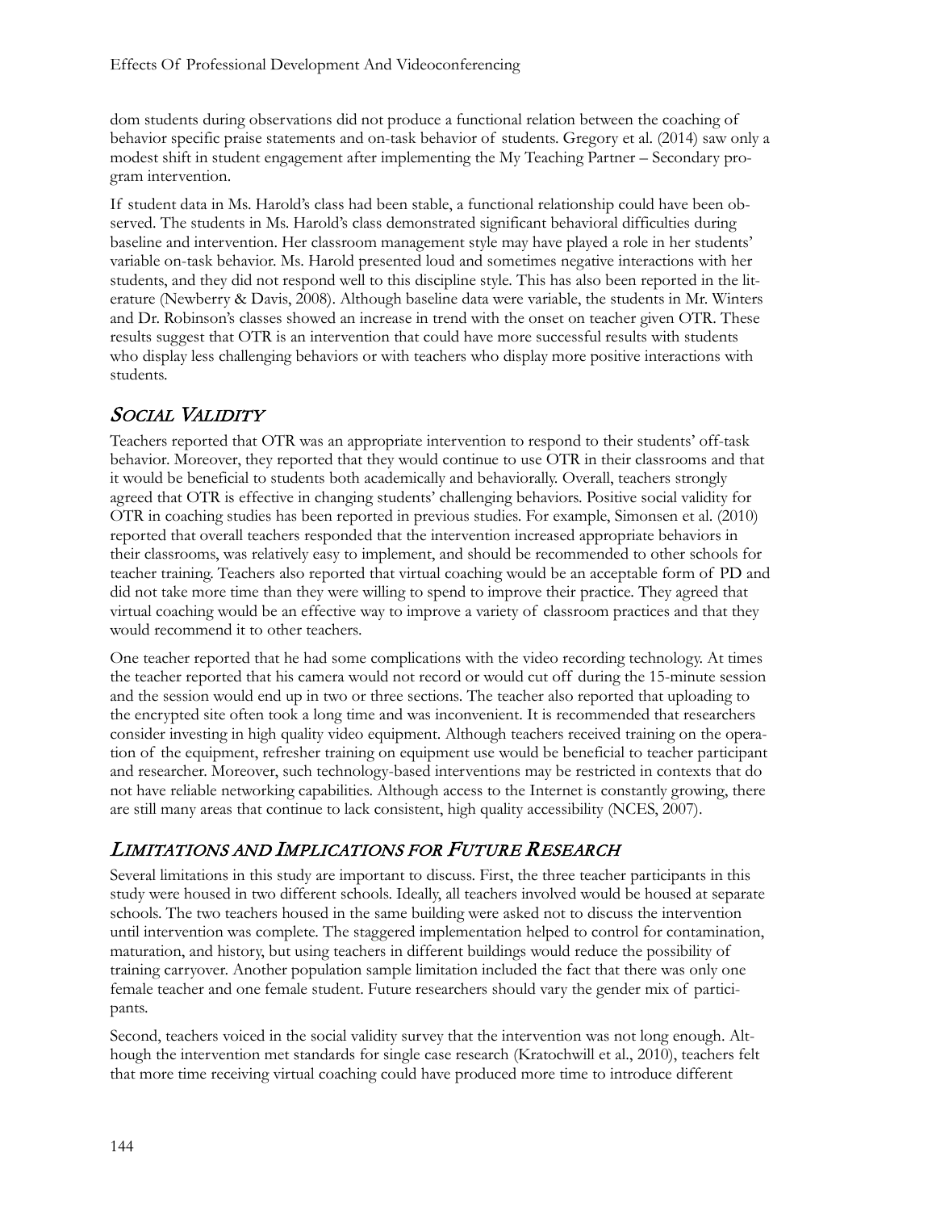dom students during observations did not produce a functional relation between the coaching of behavior specific praise statements and on-task behavior of students. Gregory et al. (2014) saw only a modest shift in student engagement after implementing the My Teaching Partner – Secondary program intervention.

If student data in Ms. Harold's class had been stable, a functional relationship could have been observed. The students in Ms. Harold's class demonstrated significant behavioral difficulties during baseline and intervention. Her classroom management style may have played a role in her students' variable on-task behavior. Ms. Harold presented loud and sometimes negative interactions with her students, and they did not respond well to this discipline style. This has also been reported in the literature (Newberry & Davis, 2008). Although baseline data were variable, the students in Mr. Winters and Dr. Robinson's classes showed an increase in trend with the onset on teacher given OTR. These results suggest that OTR is an intervention that could have more successful results with students who display less challenging behaviors or with teachers who display more positive interactions with students.

## *Social Validity*

Teachers reported that OTR was an appropriate intervention to respond to their students' off-task behavior. Moreover, they reported that they would continue to use OTR in their classrooms and that it would be beneficial to students both academically and behaviorally. Overall, teachers strongly agreed that OTR is effective in changing students' challenging behaviors. Positive social validity for OTR in coaching studies has been reported in previous studies. For example, Simonsen et al. (2010) reported that overall teachers responded that the intervention increased appropriate behaviors in their classrooms, was relatively easy to implement, and should be recommended to other schools for teacher training. Teachers also reported that virtual coaching would be an acceptable form of PD and did not take more time than they were willing to spend to improve their practice. They agreed that virtual coaching would be an effective way to improve a variety of classroom practices and that they would recommend it to other teachers.

One teacher reported that he had some complications with the video recording technology. At times the teacher reported that his camera would not record or would cut off during the 15-minute session and the session would end up in two or three sections. The teacher also reported that uploading to the encrypted site often took a long time and was inconvenient. It is recommended that researchers consider investing in high quality video equipment. Although teachers received training on the operation of the equipment, refresher training on equipment use would be beneficial to teacher participant and researcher. Moreover, such technology-based interventions may be restricted in contexts that do not have reliable networking capabilities. Although access to the Internet is constantly growing, there are still many areas that continue to lack consistent, high quality accessibility (NCES, 2007).

## *Limitations and Implications for Future Research*

Several limitations in this study are important to discuss. First, the three teacher participants in this study were housed in two different schools. Ideally, all teachers involved would be housed at separate schools. The two teachers housed in the same building were asked not to discuss the intervention until intervention was complete. The staggered implementation helped to control for contamination, maturation, and history, but using teachers in different buildings would reduce the possibility of training carryover. Another population sample limitation included the fact that there was only one female teacher and one female student. Future researchers should vary the gender mix of participants.

Second, teachers voiced in the social validity survey that the intervention was not long enough. Although the intervention met standards for single case research (Kratochwill et al., 2010), teachers felt that more time receiving virtual coaching could have produced more time to introduce different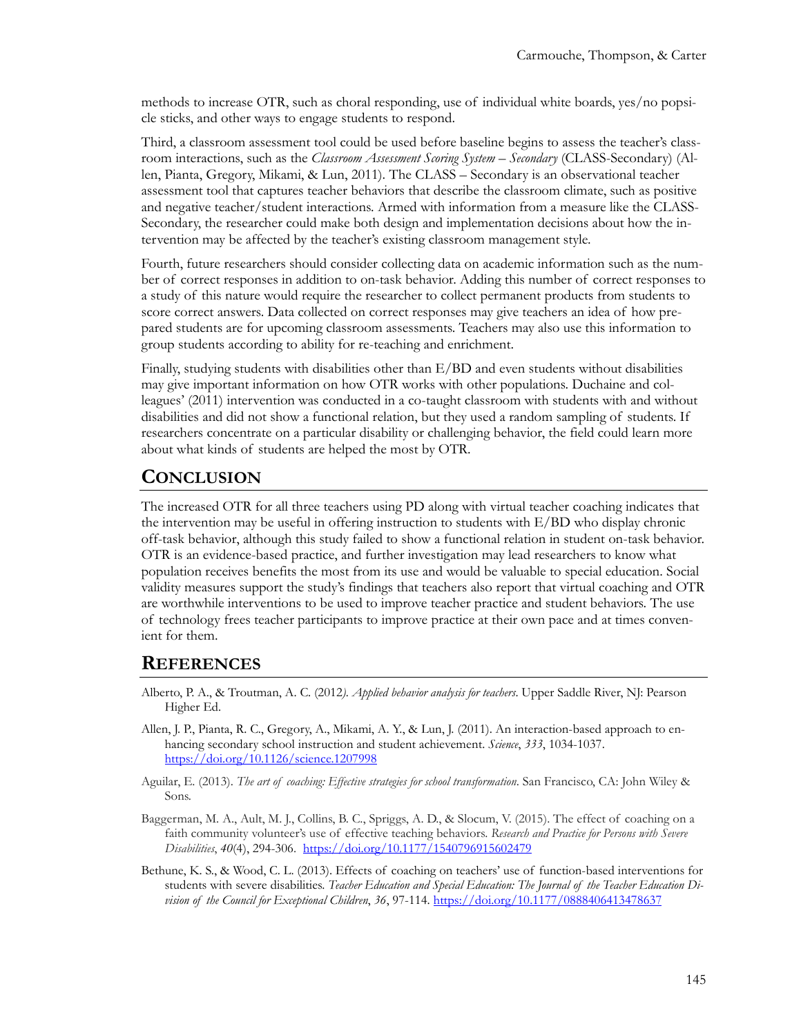methods to increase OTR, such as choral responding, use of individual white boards, yes/no popsicle sticks, and other ways to engage students to respond.

Third, a classroom assessment tool could be used before baseline begins to assess the teacher's classroom interactions, such as the *Classroom Assessment Scoring System – Secondary* (CLASS-Secondary) (Allen, Pianta, Gregory, Mikami, & Lun, 2011). The CLASS – Secondary is an observational teacher assessment tool that captures teacher behaviors that describe the classroom climate, such as positive and negative teacher/student interactions. Armed with information from a measure like the CLASS-Secondary, the researcher could make both design and implementation decisions about how the intervention may be affected by the teacher's existing classroom management style.

Fourth, future researchers should consider collecting data on academic information such as the number of correct responses in addition to on-task behavior. Adding this number of correct responses to a study of this nature would require the researcher to collect permanent products from students to score correct answers. Data collected on correct responses may give teachers an idea of how prepared students are for upcoming classroom assessments. Teachers may also use this information to group students according to ability for re-teaching and enrichment.

Finally, studying students with disabilities other than E/BD and even students without disabilities may give important information on how OTR works with other populations. Duchaine and colleagues' (2011) intervention was conducted in a co-taught classroom with students with and without disabilities and did not show a functional relation, but they used a random sampling of students. If researchers concentrate on a particular disability or challenging behavior, the field could learn more about what kinds of students are helped the most by OTR.

## Conclusion

The increased OTR for all three teachers using PD along with virtual teacher coaching indicates that the intervention may be useful in offering instruction to students with E/BD who display chronic off-task behavior, although this study failed to show a functional relation in student on-task behavior. OTR is an evidence-based practice, and further investigation may lead researchers to know what population receives benefits the most from its use and would be valuable to special education. Social validity measures support the study's findings that teachers also report that virtual coaching and OTR are worthwhile interventions to be used to improve teacher practice and student behaviors. The use of technology frees teacher participants to improve practice at their own pace and at times convenient for them.

## References

Alberto, P. A., & Troutman, A. C. (2012). *Applied behavior analysis for teachers*. Upper Saddle River, NJ: Pearson Higher Ed.

Allen, J. P., Pianta, R. C., Gregory, A., Mikami, A. Y., & Lun, J. (2011). An interaction-based approach to enhancing secondary school instruction and student achievement. *Science*, *333*, 1034-1037. https://doi.org/10.1126/science.1207998

Aguilar, E. (2013). *The art of coaching: Effective strategies for school transformation*. San Francisco, CA: John Wiley & Sons.

Baggerman, M. A., Ault, M. J., Collins, B. C., Spriggs, A. D., & Slocum, V. (2015). The effect of coaching on a faith community volunteer's use of effective teaching behaviors. *Research and Practice for Persons with Severe Disabilities*, *40*(4), 294-306. https://doi.org/10.1177/1540796915602479

Bethune, K. S., & Wood, C. L. (2013). Effects of coaching on teachers' use of function-based interventions for students with severe disabilities. *Teacher Education and Special Education: The Journal of the Teacher Education Division of the Council for Exceptional Children*, *36*, 97-114. https://doi.org/10.1177/0888406413478637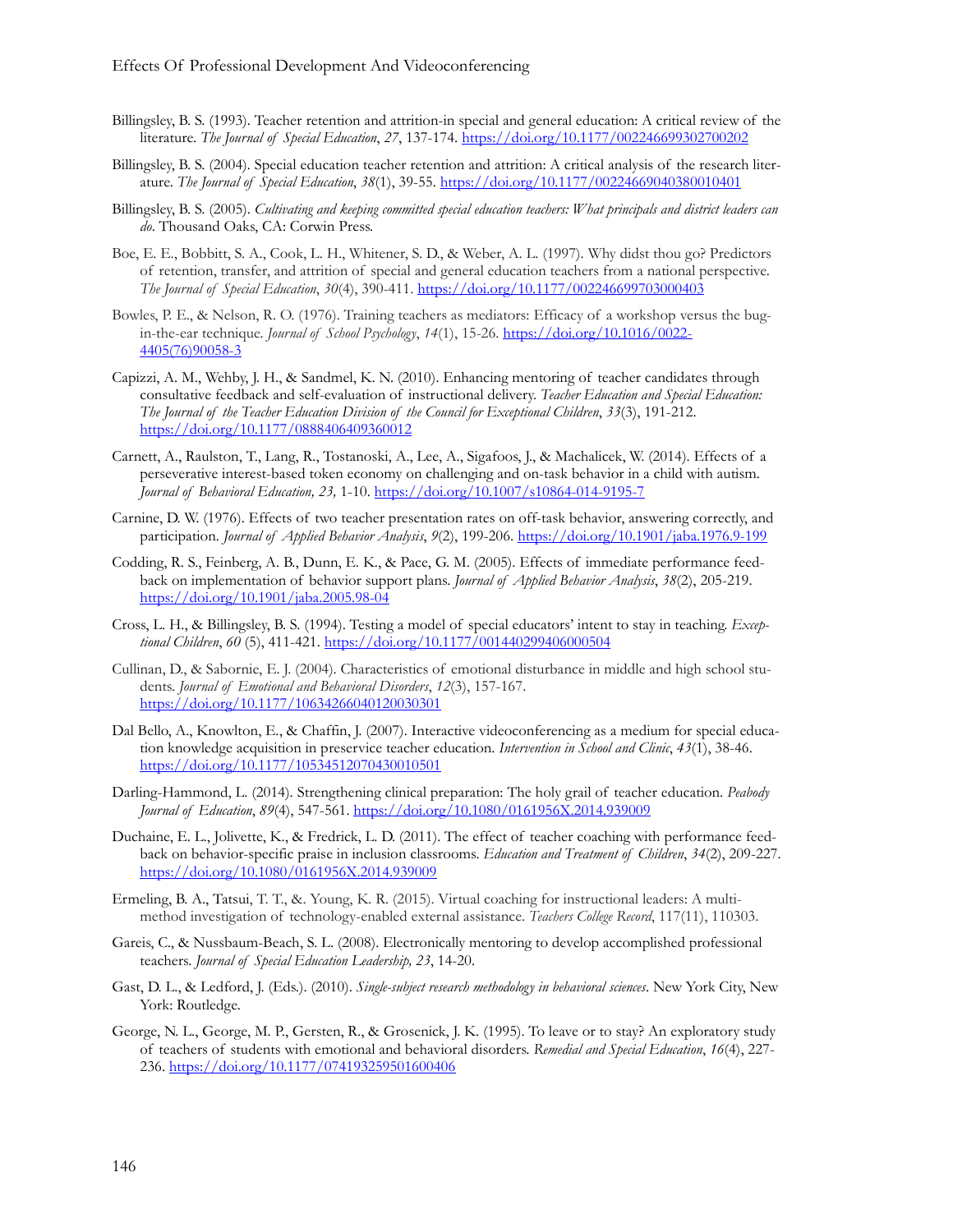Billingsley, B. S. (1993). Teacher retention and attrition-in special and general education: A critical review of the literature. *The Journal of Special Education*, *27*, 137-174. https://doi.org/10.1177/002246699302700202

Billingsley, B. S. (2004). Special education teacher retention and attrition: A critical analysis of the research literature. *The Journal of Special Education*, *38*(1), 39-55. https://doi.org/10.1177/00224669040380010401

Billingsley, B. S. (2005). *Cultivating and keeping committed special education teachers: What principals and district leaders can do*. Thousand Oaks, CA: Corwin Press.

Boe, E. E., Bobbitt, S. A., Cook, L. H., Whitener, S. D., & Weber, A. L. (1997). Why didst thou go? Predictors of retention, transfer, and attrition of special and general education teachers from a national perspective. *The Journal of Special Education*, *30*(4), 390-411. https://doi.org/10.1177/002246699703000403

Bowles, P. E., & Nelson, R. O. (1976). Training teachers as mediators: Efficacy of a workshop versus the bug-in-the-ear technique. *Journal of School Psychology*, *14*(1), 15-26. https://doi.org/10.1016/0022-4405(76)90058-3

Capizzi, A. M., Wehby, J. H., & Sandmel, K. N. (2010). Enhancing mentoring of teacher candidates through consultative feedback and self-evaluation of instructional delivery. *Teacher Education and Special Education: The Journal of the Teacher Education Division of the Council for Exceptional Children*, *33*(3), 191-212. https://doi.org/10.1177/0888406409360012

Carnett, A., Raulston, T., Lang, R., Tostanoski, A., Lee, A., Sigafoos, J., & Machalicek, W. (2014). Effects of a perseverative interest-based token economy on challenging and on-task behavior in a child with autism. *Journal of Behavioral Education, 23,* 1-10. https://doi.org/10.1007/s10864-014-9195-7

Carnine, D. W. (1976). Effects of two teacher presentation rates on off-task behavior, answering correctly, and participation. *Journal of Applied Behavior Analysis*, *9*(2), 199-206. https://doi.org/10.1901/jaba.1976.9-199

Codding, R. S., Feinberg, A. B., Dunn, E. K., & Pace, G. M. (2005). Effects of immediate performance feedback on implementation of behavior support plans. *Journal of Applied Behavior Analysis*, *38*(2), 205-219. https://doi.org/10.1901/jaba.2005.98-04

Cross, L. H., & Billingsley, B. S. (1994). Testing a model of special educators' intent to stay in teaching. *Exceptional Children*, *60* (5), 411-421. https://doi.org/10.1177/001440299406000504

Cullinan, D., & Sabornie, E. J. (2004). Characteristics of emotional disturbance in middle and high school students. *Journal of Emotional and Behavioral Disorders*, *12*(3), 157-167. https://doi.org/10.1177/10634266040120030301

Dal Bello, A., Knowlton, E., & Chaffin, J. (2007). Interactive videoconferencing as a medium for special education knowledge acquisition in preservice teacher education. *Intervention in School and Clinic*, *43*(1), 38-46. https://doi.org/10.1177/10534512070430010501

Darling-Hammond, L. (2014). Strengthening clinical preparation: The holy grail of teacher education. *Peabody Journal of Education*, *89*(4), 547-561. https://doi.org/10.1080/0161956X.2014.939009

Duchaine, E. L., Jolivette, K., & Fredrick, L. D. (2011). The effect of teacher coaching with performance feedback on behavior-specific praise in inclusion classrooms. *Education and Treatment of Children*, *34*(2), 209-227. https://doi.org/10.1080/0161956X.2014.939009

Ermeling, B. A., Tatsui, T. T., &. Young, K. R. (2015). Virtual coaching for instructional leaders: A multi-method investigation of technology-enabled external assistance. *Teachers College Record*, 117(11), 110303.

Gareis, C., & Nussbaum-Beach, S. L. (2008). Electronically mentoring to develop accomplished professional teachers. *Journal of Special Education Leadership, 23*, 14-20.

Gast, D. L., & Ledford, J. (Eds.). (2010). *Single-subject research methodology in behavioral sciences*. New York City, New York: Routledge.

George, N. L., George, M. P., Gersten, R., & Grosenick, J. K. (1995). To leave or to stay? An exploratory study of teachers of students with emotional and behavioral disorders. *Remedial and Special Education*, *16*(4), 227-236. https://doi.org/10.1177/074193259501600406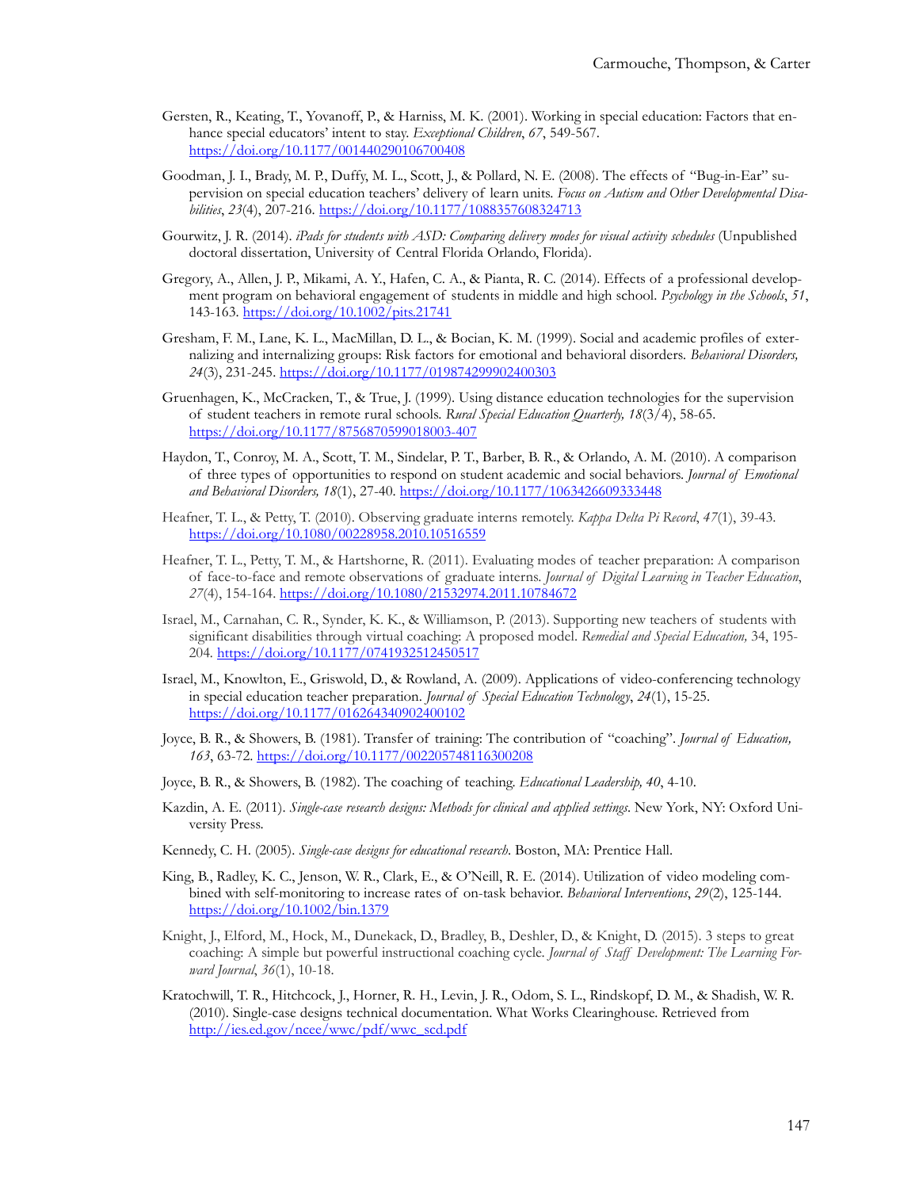Gersten, R., Keating, T., Yovanoff, P., & Harniss, M. K. (2001). Working in special education: Factors that enhance special educators' intent to stay. *Exceptional Children*, *67*, 549-567. https://doi.org/10.1177/001440290106700408

Goodman, J. I., Brady, M. P., Duffy, M. L., Scott, J., & Pollard, N. E. (2008). The effects of "Bug-in-Ear" supervision on special education teachers' delivery of learn units. *Focus on Autism and Other Developmental Disabilities*, *23*(4), 207-216. https://doi.org/10.1177/1088357608324713

Gourwitz, J. R. (2014). *iPads for students with ASD: Comparing delivery modes for visual activity schedules* (Unpublished doctoral dissertation, University of Central Florida Orlando, Florida).

Gregory, A., Allen, J. P., Mikami, A. Y., Hafen, C. A., & Pianta, R. C. (2014). Effects of a professional development program on behavioral engagement of students in middle and high school. *Psychology in the Schools*, *51*, 143-163. https://doi.org/10.1002/pits.21741

Gresham, F. M., Lane, K. L., MacMillan, D. L., & Bocian, K. M. (1999). Social and academic profiles of externalizing and internalizing groups: Risk factors for emotional and behavioral disorders. *Behavioral Disorders, 24*(3), 231-245. https://doi.org/10.1177/019874299902400303

Gruenhagen, K., McCracken, T., & True, J. (1999). Using distance education technologies for the supervision of student teachers in remote rural schools. *Rural Special Education Quarterly, 18*(3/4), 58-65. https://doi.org/10.1177/8756870599018003-407

Haydon, T., Conroy, M. A., Scott, T. M., Sindelar, P. T., Barber, B. R., & Orlando, A. M. (2010). A comparison of three types of opportunities to respond on student academic and social behaviors. *Journal of Emotional and Behavioral Disorders, 18*(1), 27-40. https://doi.org/10.1177/1063426609333448

Heafner, T. L., & Petty, T. (2010). Observing graduate interns remotely. *Kappa Delta Pi Record*, *47*(1), 39-43. https://doi.org/10.1080/00228958.2010.10516559

Heafner, T. L., Petty, T. M., & Hartshorne, R. (2011). Evaluating modes of teacher preparation: A comparison of face-to-face and remote observations of graduate interns. *Journal of Digital Learning in Teacher Education*, *27*(4), 154-164. https://doi.org/10.1080/21532974.2011.10784672

Israel, M., Carnahan, C. R., Synder, K. K., & Williamson, P. (2013). Supporting new teachers of students with significant disabilities through virtual coaching: A proposed model. *Remedial and Special Education,* 34, 195-204. https://doi.org/10.1177/0741932512450517

Israel, M., Knowlton, E., Griswold, D., & Rowland, A. (2009). Applications of video-conferencing technology in special education teacher preparation. *Journal of Special Education Technology*, *24*(1), 15-25. https://doi.org/10.1177/016264340902400102

Joyce, B. R., & Showers, B. (1981). Transfer of training: The contribution of "coaching". *Journal of Education, 163*, 63-72. https://doi.org/10.1177/002205748116300208

Joyce, B. R., & Showers, B. (1982). The coaching of teaching. *Educational Leadership, 40*, 4-10.

Kazdin, A. E. (2011). *Single-case research designs: Methods for clinical and applied settings*. New York, NY: Oxford University Press.

Kennedy, C. H. (2005). *Single-case designs for educational research*. Boston, MA: Prentice Hall.

King, B., Radley, K. C., Jenson, W. R., Clark, E., & O'Neill, R. E. (2014). Utilization of video modeling combined with self-monitoring to increase rates of on-task behavior. *Behavioral Interventions*, *29*(2), 125-144. https://doi.org/10.1002/bin.1379

Knight, J., Elford, M., Hock, M., Dunekack, D., Bradley, B., Deshler, D., & Knight, D. (2015). 3 steps to great coaching: A simple but powerful instructional coaching cycle. *Journal of Staff Development: The Learning Forward Journal*, *36*(1), 10-18.

Kratochwill, T. R., Hitchcock, J., Horner, R. H., Levin, J. R., Odom, S. L., Rindskopf, D. M., & Shadish, W. R. (2010). Single-case designs technical documentation. What Works Clearinghouse. Retrieved from http://ies.ed.gov/ncee/wwc/pdf/wwc_scd.pdf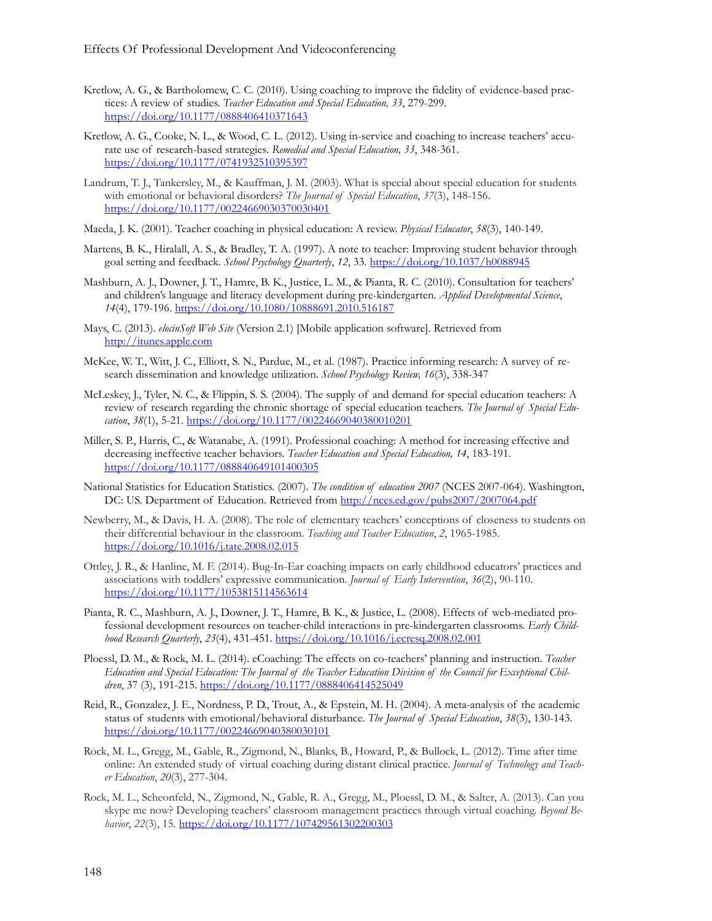Kretlow, A. G., & Bartholomew, C. C. (2010). Using coaching to improve the fidelity of evidence-based practices: A review of studies. *Teacher Education and Special Education, 33*, 279-299. https://doi.org/10.1177/0888406410371643

Kretlow, A. G., Cooke, N. L., & Wood, C. L. (2012). Using in-service and coaching to increase teachers' accurate use of research-based strategies. *Remedial and Special Education, 33*, 348-361. https://doi.org/10.1177/0741932510395397

Landrum, T. J., Tankersley, M., & Kauffman, J. M. (2003). What is special about special education for students with emotional or behavioral disorders? *The Journal of Special Education*, *37*(3), 148-156. https://doi.org/10.1177/00224669030370030401

Maeda, J. K. (2001). Teacher coaching in physical education: A review. *Physical Educator*, *58*(3), 140-149.

Martens, B. K., Hiralall, A. S., & Bradley, T. A. (1997). A note to teacher: Improving student behavior through goal setting and feedback. *School Psychology Quarterly*, *12*, 33. https://doi.org/10.1037/h0088945

Mashburn, A. J., Downer, J. T., Hamre, B. K., Justice, L. M., & Pianta, R. C. (2010). Consultation for teachers' and children's language and literacy development during pre-kindergarten. *Applied Developmental Science*, *14*(4), 179-196. https://doi.org/10.1080/10888691.2010.516187

Mays, C. (2013). *elocinSoft Web Site* (Version 2.1) [Mobile application software]. Retrieved from http://itunes.apple.com

McKee, W. T., Witt, J. C., Elliott, S. N., Pardue, M., et al. (1987). Practice informing research: A survey of research dissemination and knowledge utilization. *School Psychology Review, 16*(3), 338-347

McLeskey, J., Tyler, N. C., & Flippin, S. S. (2004). The supply of and demand for special education teachers: A review of research regarding the chronic shortage of special education teachers. *The Journal of Special Education*, *38*(1), 5-21. https://doi.org/10.1177/00224669040380010201

Miller, S. P., Harris, C., & Watanabe, A. (1991). Professional coaching: A method for increasing effective and decreasing ineffective teacher behaviors. *Teacher Education and Special Education, 14*, 183-191. https://doi.org/10.1177/088840649101400305

National Statistics for Education Statistics. (2007). *The condition of education 2007* (NCES 2007-064). Washington, DC: US. Department of Education. Retrieved from http://nces.ed.gov/pubs2007/2007064.pdf

Newberry, M., & Davis, H. A. (2008). The role of elementary teachers' conceptions of closeness to students on their differential behaviour in the classroom. *Teaching and Teacher Education*, *2*, 1965-1985. https://doi.org/10.1016/j.tate.2008.02.015

Ottley, J. R., & Hanline, M. F. (2014). Bug-In-Ear coaching impacts on early childhood educators' practices and associations with toddlers' expressive communication. *Journal of Early Intervention*, *36*(2), 90-110. https://doi.org/10.1177/1053815114563614

Pianta, R. C., Mashburn, A. J., Downer, J. T., Hamre, B. K., & Justice, L. (2008). Effects of web-mediated professional development resources on teacher-child interactions in pre-kindergarten classrooms. *Early Childhood Research Quarterly*, *23*(4), 431-451. https://doi.org/10.1016/j.ecresq.2008.02.001

Ploessl, D. M., & Rock, M. L. (2014). eCoaching: The effects on co-teachers' planning and instruction. *Teacher Education and Special Education: The Journal of the Teacher Education Division of the Council for Exceptional Children*, 37 (3), 191-215. https://doi.org/10.1177/0888406414525049

Reid, R., Gonzalez, J. E., Nordness, P. D., Trout, A., & Epstein, M. H. (2004). A meta-analysis of the academic status of students with emotional/behavioral disturbance. *The Journal of Special Education*, *38*(3), 130-143. https://doi.org/10.1177/00224669040380030101

Rock, M. L., Gregg, M., Gable, R., Zigmond, N., Blanks, B., Howard, P., & Bullock, L. (2012). Time after time online: An extended study of virtual coaching during distant clinical practice. *Journal of Technology and Teacher Education*, *20*(3), 277-304.

Rock, M. L., Scheonfeld, N., Zigmond, N., Gable, R. A., Gregg, M., Ploessl, D. M., & Salter, A. (2013). Can you skype me now? Developing teachers' classroom management practices through virtual coaching. *Beyond Behavior*, *22*(3), 15. https://doi.org/10.1177/107429561302200303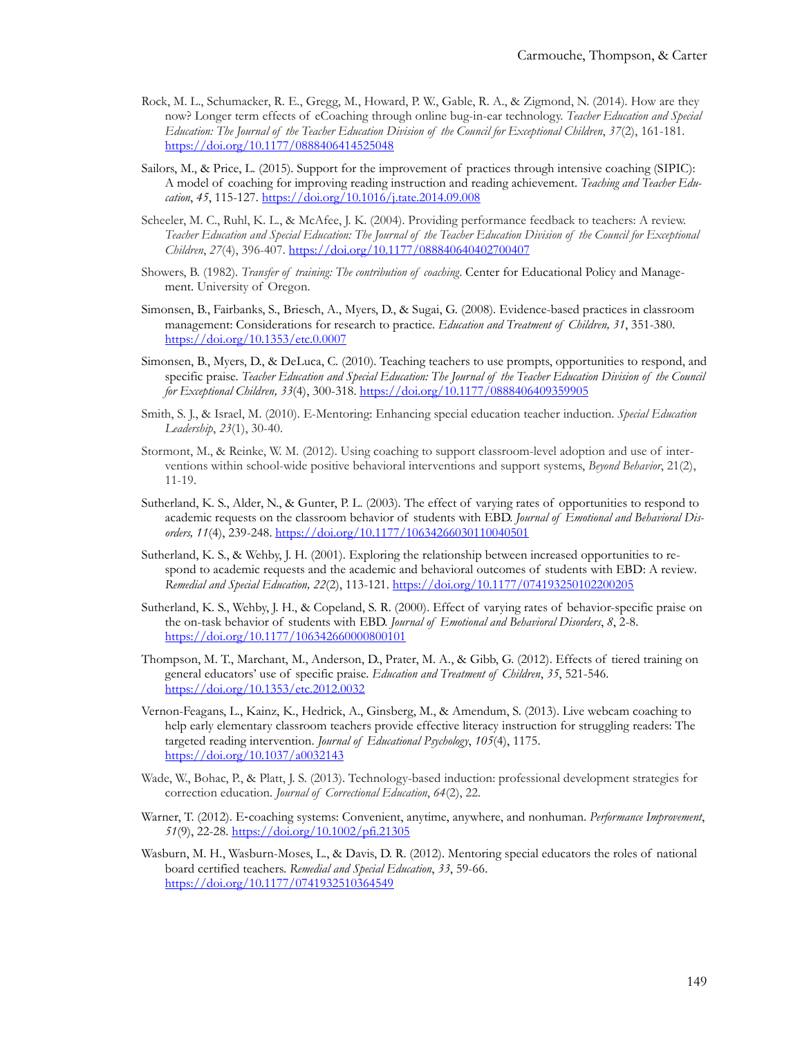Rock, M. L., Schumacker, R. E., Gregg, M., Howard, P. W., Gable, R. A., & Zigmond, N. (2014). How are they now? Longer term effects of eCoaching through online bug-in-ear technology. *Teacher Education and Special Education: The Journal of the Teacher Education Division of the Council for Exceptional Children*, *37*(2), 161-181. https://doi.org/10.1177/0888406414525048

Sailors, M., & Price, L. (2015). Support for the improvement of practices through intensive coaching (SIPIC): A model of coaching for improving reading instruction and reading achievement. *Teaching and Teacher Education*, *45*, 115-127. https://doi.org/10.1016/j.tate.2014.09.008

Scheeler, M. C., Ruhl, K. L., & McAfee, J. K. (2004). Providing performance feedback to teachers: A review. *Teacher Education and Special Education: The Journal of the Teacher Education Division of the Council for Exceptional Children*, *27*(4), 396-407. https://doi.org/10.1177/088840640402700407

Showers, B. (1982). *Transfer of training: The contribution of coaching*. Center for Educational Policy and Management. University of Oregon.

Simonsen, B., Fairbanks, S., Briesch, A., Myers, D., & Sugai, G. (2008). Evidence-based practices in classroom management: Considerations for research to practice. *Education and Treatment of Children, 31*, 351-380. https://doi.org/10.1353/etc.0.0007

Simonsen, B., Myers, D., & DeLuca, C. (2010). Teaching teachers to use prompts, opportunities to respond, and specific praise. *Teacher Education and Special Education: The Journal of the Teacher Education Division of the Council for Exceptional Children, 33*(4), 300-318. https://doi.org/10.1177/0888406409359905

Smith, S. J., & Israel, M. (2010). E-Mentoring: Enhancing special education teacher induction. *Special Education Leadership*, *23*(1), 30-40.

Stormont, M., & Reinke, W. M. (2012). Using coaching to support classroom-level adoption and use of interventions within school-wide positive behavioral interventions and support systems, *Beyond Behavior*, 21(2), 11-19.

Sutherland, K. S., Alder, N., & Gunter, P. L. (2003). The effect of varying rates of opportunities to respond to academic requests on the classroom behavior of students with EBD. *Journal of Emotional and Behavioral Disorders, 11*(4), 239-248. https://doi.org/10.1177/10634266030110040501

Sutherland, K. S., & Wehby, J. H. (2001). Exploring the relationship between increased opportunities to respond to academic requests and the academic and behavioral outcomes of students with EBD: A review. *Remedial and Special Education, 22*(2), 113-121. https://doi.org/10.1177/074193250102200205

Sutherland, K. S., Wehby, J. H., & Copeland, S. R. (2000). Effect of varying rates of behavior-specific praise on the on-task behavior of students with EBD. *Journal of Emotional and Behavioral Disorders*, *8*, 2-8. https://doi.org/10.1177/106342660000800101

Thompson, M. T., Marchant, M., Anderson, D., Prater, M. A., & Gibb, G. (2012). Effects of tiered training on general educators' use of specific praise. *Education and Treatment of Children*, *35*, 521-546. https://doi.org/10.1353/etc.2012.0032

Vernon-Feagans, L., Kainz, K., Hedrick, A., Ginsberg, M., & Amendum, S. (2013). Live webcam coaching to help early elementary classroom teachers provide effective literacy instruction for struggling readers: The targeted reading intervention. *Journal of Educational Psychology*, *105*(4), 1175. https://doi.org/10.1037/a0032143

Wade, W., Bohac, P., & Platt, J. S. (2013). Technology-based induction: professional development strategies for correction education. *Journal of Correctional Education*, *64*(2), 22.

Warner, T. (2012). E-coaching systems: Convenient, anytime, anywhere, and nonhuman. *Performance Improvement*, *51*(9), 22-28. https://doi.org/10.1002/pfi.21305

Wasburn, M. H., Wasburn-Moses, L., & Davis, D. R. (2012). Mentoring special educators the roles of national board certified teachers. *Remedial and Special Education*, *33*, 59-66. https://doi.org/10.1177/0741932510364549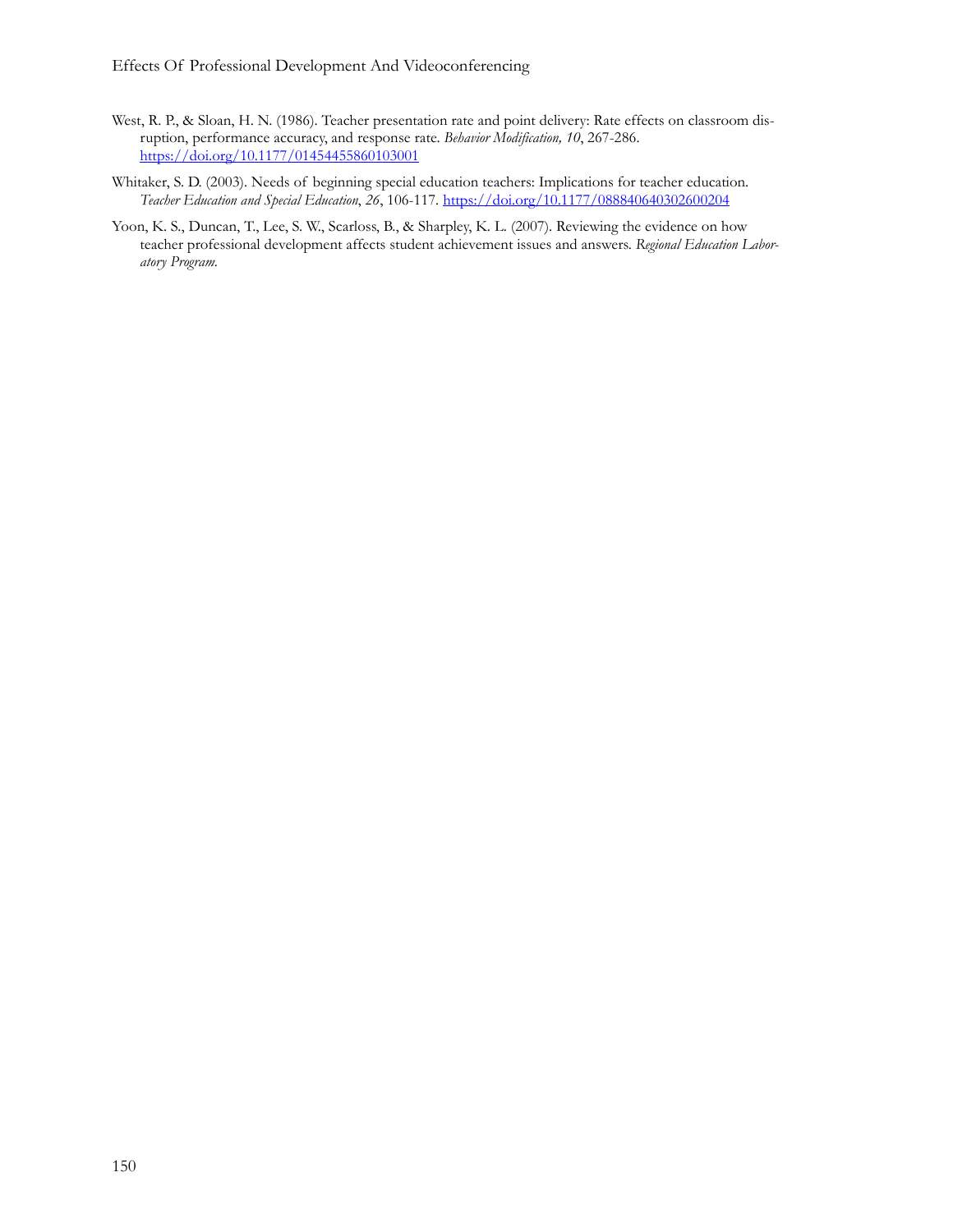West, R. P., & Sloan, H. N. (1986). Teacher presentation rate and point delivery: Rate effects on classroom disruption, performance accuracy, and response rate. *Behavior Modification, 10*, 267-286. https://doi.org/10.1177/01454455860103001

Whitaker, S. D. (2003). Needs of beginning special education teachers: Implications for teacher education. *Teacher Education and Special Education*, *26*, 106-117. https://doi.org/10.1177/088840640302600204

Yoon, K. S., Duncan, T., Lee, S. W., Scarloss, B., & Sharpley, K. L. (2007). Reviewing the evidence on how teacher professional development affects student achievement issues and answers. *Regional Education Laboratory Program.*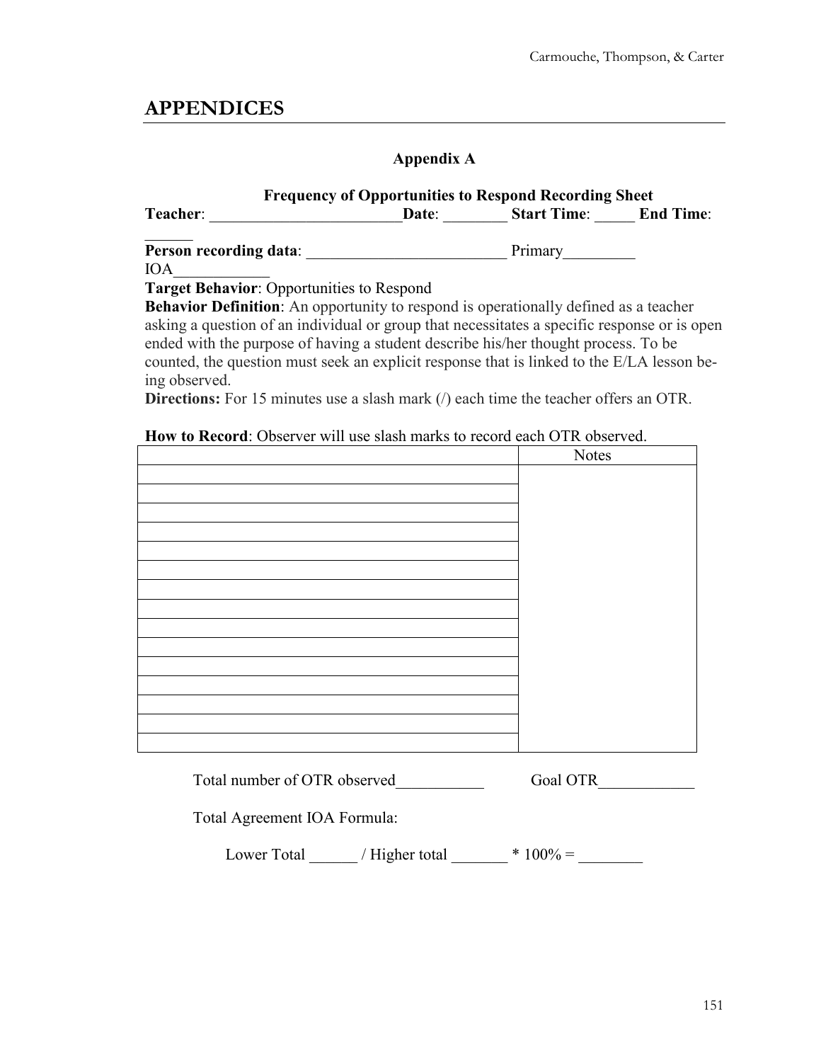# APPENDICES

## Appendix A

**Frequency of Opportunities to Respond Recording Sheet**

**Teacher**: ________________________**Date**: ________ **Start Time**: _____ **End Time**: ______

**Person recording data**: _________________________ Primary_________ IOA____________

**Target Behavior**: Opportunities to Respond

**Behavior Definition**: An opportunity to respond is operationally defined as a teacher asking a question of an individual or group that necessitates a specific response or is open ended with the purpose of having a student describe his/her thought process. To be counted, the question must seek an explicit response that is linked to the E/LA lesson being observed.

**Directions:** For 15 minutes use a slash mark (/) each time the teacher offers an OTR.

**How to Record**: Observer will use slash marks to record each OTR observed.

| | Notes |
|---|---|
| | |
| | |
| | |
| | |
| | |
| | |
| | |
| | |
| | |
| | |
| | |
| | |
| | |
| | |
| | |

Total number of OTR observed___________ Goal OTR____________

Total Agreement IOA Formula:

Lower Total ______ / Higher total _______ * 100% = ________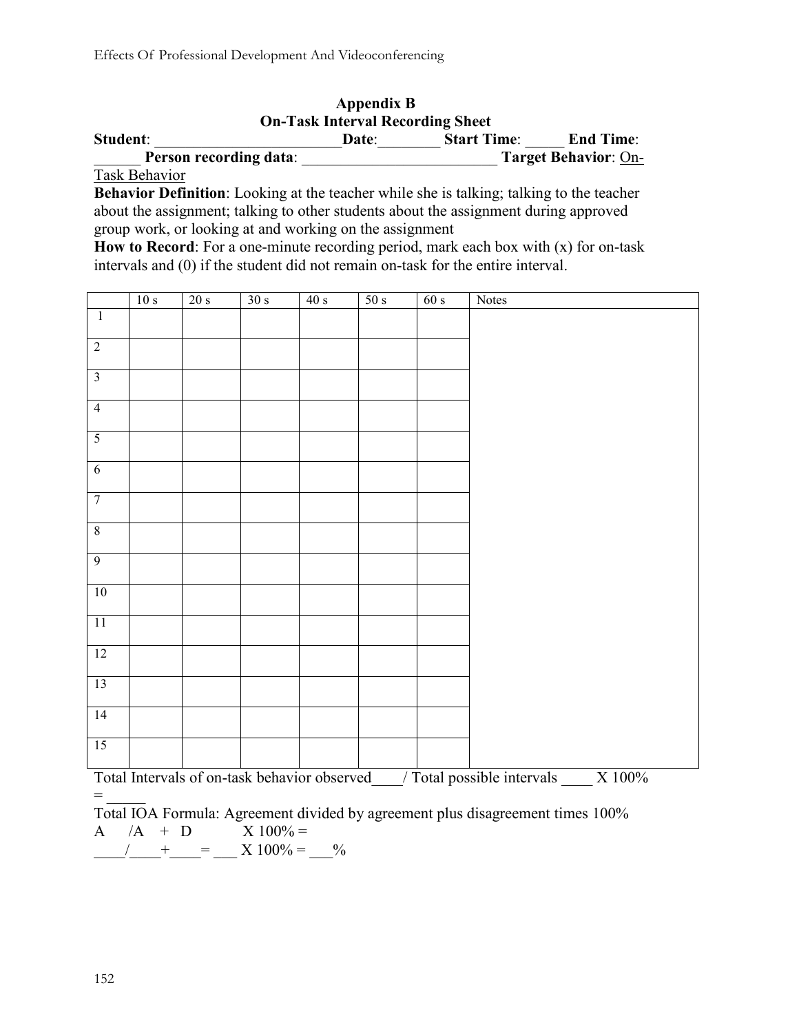## Appendix B

## On-Task Interval Recording Sheet

**Student**: ________________________**Date**:________ **Start Time**: _____ **End Time**: ______ **Person recording data**: _________________________ **Target Behavior**: On-Task Behavior

**Behavior Definition**: Looking at the teacher while she is talking; talking to the teacher about the assignment; talking to other students about the assignment during approved group work, or looking at and working on the assignment

**How to Record**: For a one-minute recording period, mark each box with (x) for on-task intervals and (0) if the student did not remain on-task for the entire interval.

| | 10 s | 20 s | 30 s | 40 s | 50 s | 60 s | Notes |
|---|---|---|---|---|---|---|---|
| 1 | | | | | | | |
| 2 | | | | | | | |
| 3 | | | | | | | |
| 4 | | | | | | | |
| 5 | | | | | | | |
| 6 | | | | | | | |
| 7 | | | | | | | |
| 8 | | | | | | | |
| 9 | | | | | | | |
| 10 | | | | | | | |
| 11 | | | | | | | |
| 12 | | | | | | | |
| 13 | | | | | | | |
| 14 | | | | | | | |
| 15 | | | | | | | |

Total Intervals of on-task behavior observed____/ Total possible intervals ____ X 100% = _____

Total IOA Formula: Agreement divided by agreement plus disagreement times 100%

A /A + D X 100% =

____/____+____= ___ X 100% = ___%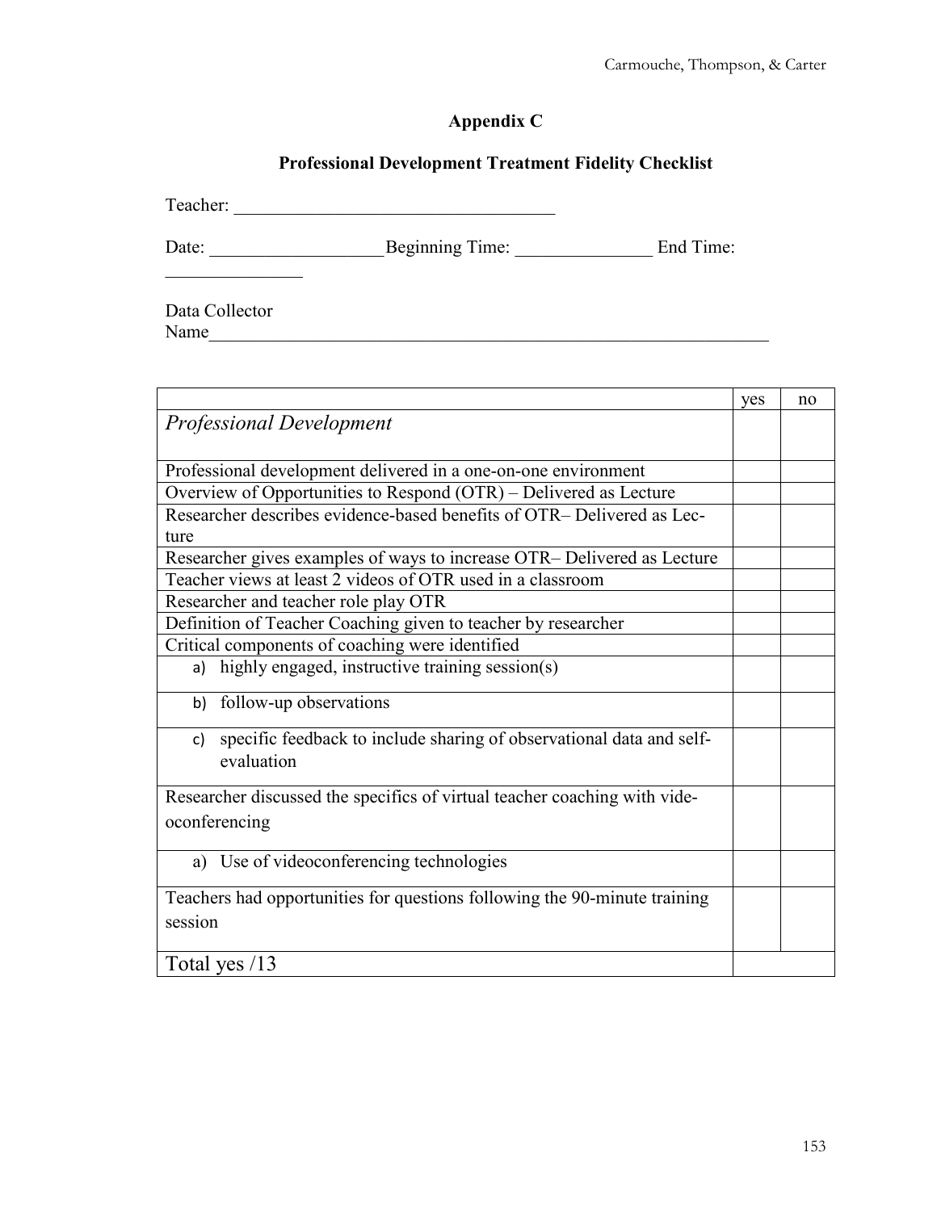## Appendix C

### Professional Development Treatment Fidelity Checklist

Teacher: ___________________________________

Date: __________________Beginning Time: _______________ End Time: _______________

Data Collector Name_______________________________________________________________

| | yes | no |
|---|---|---|
| *Professional Development* | | |
| Professional development delivered in a one-on-one environment | | |
| Overview of Opportunities to Respond (OTR) – Delivered as Lecture | | |
| Researcher describes evidence-based benefits of OTR– Delivered as Lecture | | |
| Researcher gives examples of ways to increase OTR– Delivered as Lecture | | |
| Teacher views at least 2 videos of OTR used in a classroom | | |
| Researcher and teacher role play OTR | | |
| Definition of Teacher Coaching given to teacher by researcher | | |
| Critical components of coaching were identified | | |
| a) highly engaged, instructive training session(s) | | |
| b) follow-up observations | | |
| c) specific feedback to include sharing of observational data and self-evaluation | | |
| Researcher discussed the specifics of virtual teacher coaching with videoconferencing | | |
| a) Use of videoconferencing technologies | | |
| Teachers had opportunities for questions following the 90-minute training session | | |
| Total yes /13 | | |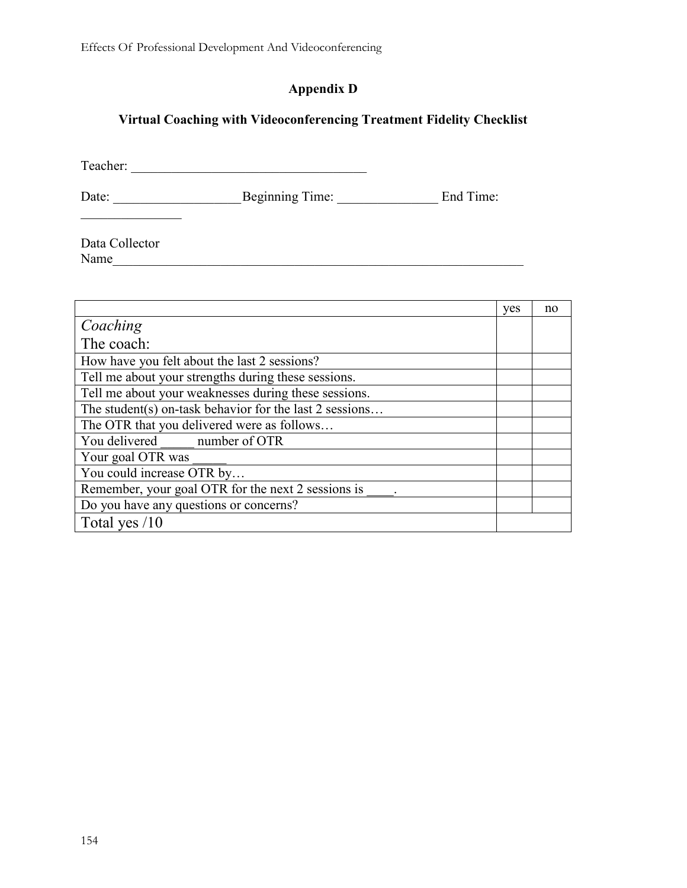## Appendix D

### Virtual Coaching with Videoconferencing Treatment Fidelity Checklist

Teacher: ___________________________________

Date: ___________________Beginning Time: _______________ End Time: _______________

Data Collector Name_________________________________________________________________

| | yes | no |
|---|---|---|
| *Coaching* The coach: | | |
| How have you felt about the last 2 sessions? | | |
| Tell me about your strengths during these sessions. | | |
| Tell me about your weaknesses during these sessions. | | |
| The student(s) on-task behavior for the last 2 sessions… | | |
| The OTR that you delivered were as follows… | | |
| You delivered _____ number of OTR | | |
| Your goal OTR was _____ | | |
| You could increase OTR by… | | |
| Remember, your goal OTR for the next 2 sessions is ____. | | |
| Do you have any questions or concerns? | | |
| Total yes /10 | | |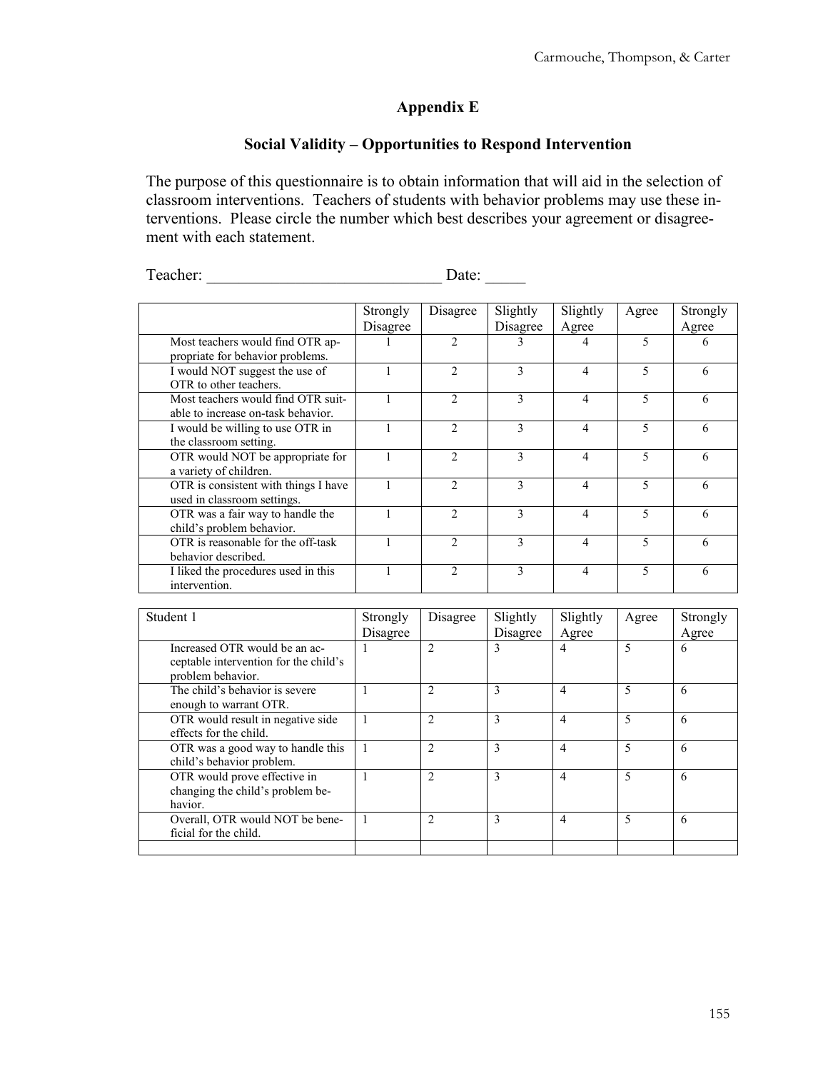## Appendix E

### Social Validity – Opportunities to Respond Intervention

The purpose of this questionnaire is to obtain information that will aid in the selection of classroom interventions. Teachers of students with behavior problems may use these interventions. Please circle the number which best describes your agreement or disagreement with each statement.

Teacher: ____________________________ Date: _____

| | Strongly Disagree | Disagree | Slightly Disagree | Slightly Agree | Agree | Strongly Agree |
|---|---|---|---|---|---|---|
| Most teachers would find OTR appropriate for behavior problems. | 1 | 2 | 3 | 4 | 5 | 6 |
| I would NOT suggest the use of OTR to other teachers. | 1 | 2 | 3 | 4 | 5 | 6 |
| Most teachers would find OTR suitable to increase on-task behavior. | 1 | 2 | 3 | 4 | 5 | 6 |
| I would be willing to use OTR in the classroom setting. | 1 | 2 | 3 | 4 | 5 | 6 |
| OTR would NOT be appropriate for a variety of children. | 1 | 2 | 3 | 4 | 5 | 6 |
| OTR is consistent with things I have used in classroom settings. | 1 | 2 | 3 | 4 | 5 | 6 |
| OTR was a fair way to handle the child's problem behavior. | 1 | 2 | 3 | 4 | 5 | 6 |
| OTR is reasonable for the off-task behavior described. | 1 | 2 | 3 | 4 | 5 | 6 |
| I liked the procedures used in this intervention. | 1 | 2 | 3 | 4 | 5 | 6 |

| Student 1 | Strongly Disagree | Disagree | Slightly Disagree | Slightly Agree | Agree | Strongly Agree |
|---|---|---|---|---|---|---|
| Increased OTR would be an acceptable intervention for the child's problem behavior. | 1 | 2 | 3 | 4 | 5 | 6 |
| The child's behavior is severe enough to warrant OTR. | 1 | 2 | 3 | 4 | 5 | 6 |
| OTR would result in negative side effects for the child. | 1 | 2 | 3 | 4 | 5 | 6 |
| OTR was a good way to handle this child's behavior problem. | 1 | 2 | 3 | 4 | 5 | 6 |
| OTR would prove effective in changing the child's problem behavior. | 1 | 2 | 3 | 4 | 5 | 6 |
| Overall, OTR would NOT be beneficial for the child. | 1 | 2 | 3 | 4 | 5 | 6 |
| | | | | | | |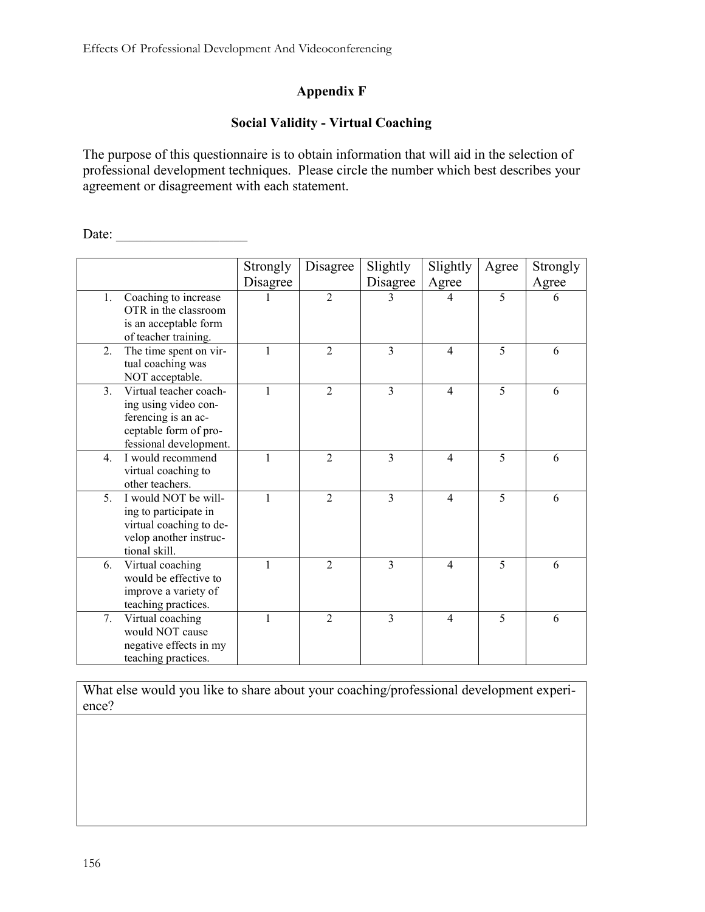# Appendix F

## Social Validity - Virtual Coaching

The purpose of this questionnaire is to obtain information that will aid in the selection of professional development techniques. Please circle the number which best describes your agreement or disagreement with each statement.

Date: ___________________

| | Strongly Disagree | Disagree | Slightly Disagree | Slightly Agree | Agree | Strongly Agree |
|---|---|---|---|---|---|---|
| 1. Coaching to increase OTR in the classroom is an acceptable form of teacher training. | 1 | 2 | 3 | 4 | 5 | 6 |
| 2. The time spent on virtual coaching was NOT acceptable. | 1 | 2 | 3 | 4 | 5 | 6 |
| 3. Virtual teacher coaching using video conferencing is an acceptable form of professional development. | 1 | 2 | 3 | 4 | 5 | 6 |
| 4. I would recommend virtual coaching to other teachers. | 1 | 2 | 3 | 4 | 5 | 6 |
| 5. I would NOT be willing to participate in virtual coaching to develop another instructional skill. | 1 | 2 | 3 | 4 | 5 | 6 |
| 6. Virtual coaching would be effective to improve a variety of teaching practices. | 1 | 2 | 3 | 4 | 5 | 6 |
| 7. Virtual coaching would NOT cause negative effects in my teaching practices. | 1 | 2 | 3 | 4 | 5 | 6 |

| What else would you like to share about your coaching/professional development experience? |
|---|
| |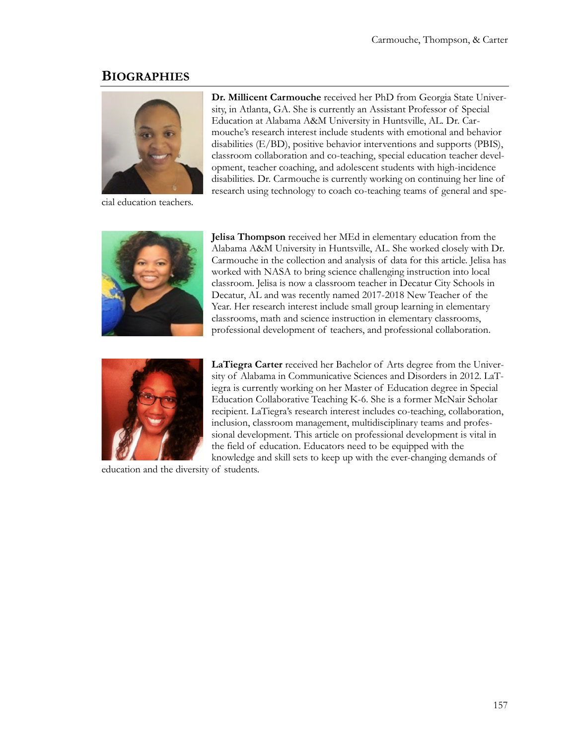## BIOGRAPHIES

**Dr. Millicent Carmouche** received her PhD from Georgia State University, in Atlanta, GA. She is currently an Assistant Professor of Special Education at Alabama A&M University in Huntsville, AL. Dr. Carmouche's research interest include students with emotional and behavior disabilities (E/BD), positive behavior interventions and supports (PBIS), classroom collaboration and co-teaching, special education teacher development, teacher coaching, and adolescent students with high-incidence disabilities. Dr. Carmouche is currently working on continuing her line of research using technology to coach co-teaching teams of general and special education teachers.

**Jelisa Thompson** received her MEd in elementary education from the Alabama A&M University in Huntsville, AL. She worked closely with Dr. Carmouche in the collection and analysis of data for this article. Jelisa has worked with NASA to bring science challenging instruction into local classroom. Jelisa is now a classroom teacher in Decatur City Schools in Decatur, AL and was recently named 2017-2018 New Teacher of the Year. Her research interest include small group learning in elementary classrooms, math and science instruction in elementary classrooms, professional development of teachers, and professional collaboration.

**LaTiegra Carter** received her Bachelor of Arts degree from the University of Alabama in Communicative Sciences and Disorders in 2012. LaTiegra is currently working on her Master of Education degree in Special Education Collaborative Teaching K-6. She is a former McNair Scholar recipient. LaTiegra's research interest includes co-teaching, collaboration, inclusion, classroom management, multidisciplinary teams and professional development. This article on professional development is vital in the field of education. Educators need to be equipped with the knowledge and skill sets to keep up with the ever-changing demands of education and the diversity of students.